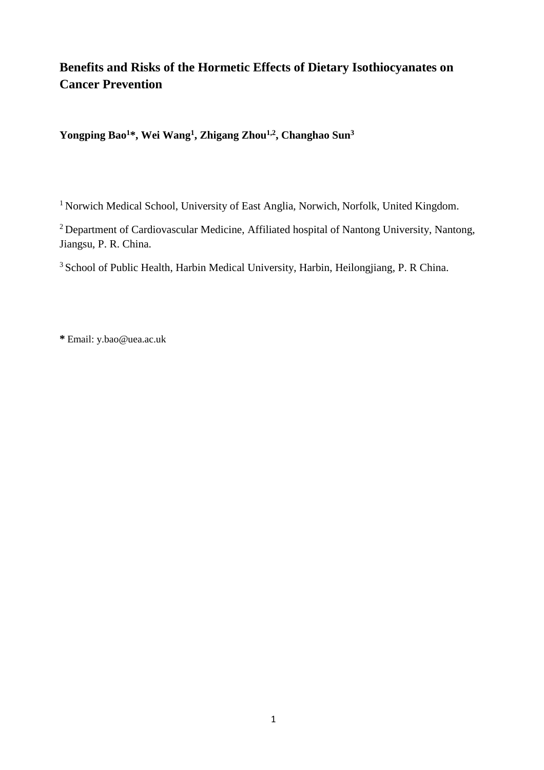# Benefits and Risks of the Hormetic Effects of Dietary Isothiocyanates on Cancer Prevention

**Yongping Bao[1]*, Wei Wang[1], Zhigang Zhou[1,2], Changhao Sun[3]**

[1] Norwich Medical School, University of East Anglia, Norwich, Norfolk, United Kingdom.

[2] Department of Cardiovascular Medicine, Affiliated hospital of Nantong University, Nantong, Jiangsu, P. R. China.

[3] School of Public Health, Harbin Medical University, Harbin, Heilongjiang, P. R China.

**\*** Email: y.bao@uea.ac.uk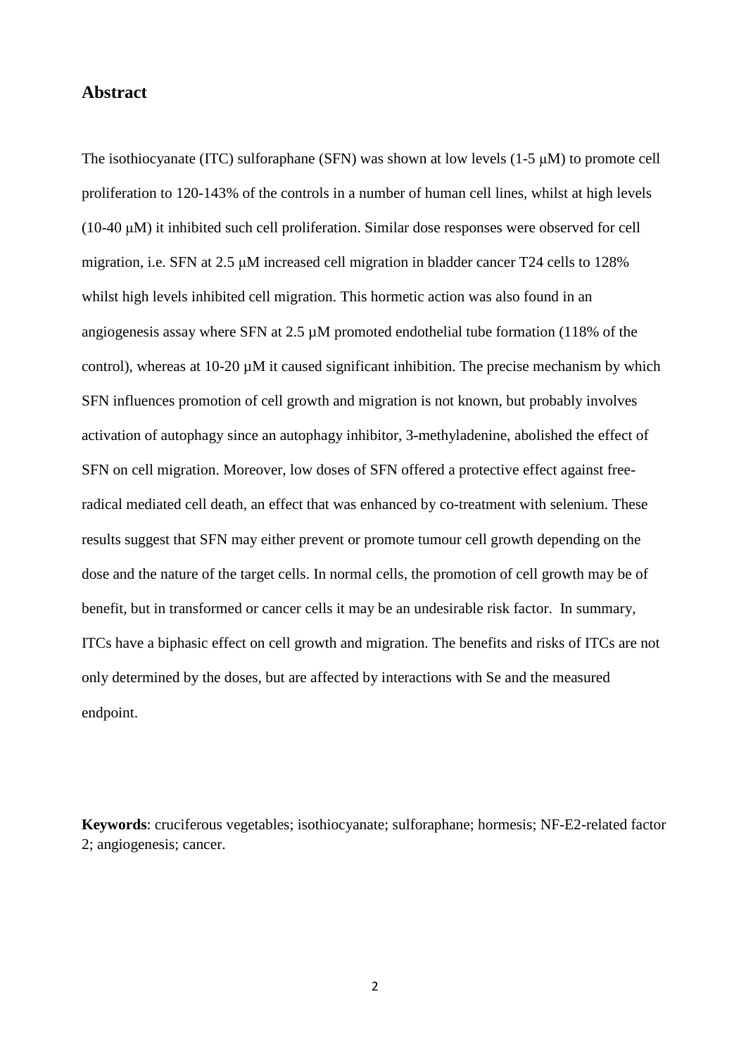## Abstract

The isothiocyanate (ITC) sulforaphane (SFN) was shown at low levels (1-5 μM) to promote cell proliferation to 120-143% of the controls in a number of human cell lines, whilst at high levels (10-40 μM) it inhibited such cell proliferation. Similar dose responses were observed for cell migration, i.e. SFN at 2.5 μM increased cell migration in bladder cancer T24 cells to 128% whilst high levels inhibited cell migration. This hormetic action was also found in an angiogenesis assay where SFN at 2.5 µM promoted endothelial tube formation (118% of the control), whereas at 10-20 µM it caused significant inhibition. The precise mechanism by which SFN influences promotion of cell growth and migration is not known, but probably involves activation of autophagy since an autophagy inhibitor, 3-methyladenine, abolished the effect of SFN on cell migration. Moreover, low doses of SFN offered a protective effect against free-radical mediated cell death, an effect that was enhanced by co-treatment with selenium. These results suggest that SFN may either prevent or promote tumour cell growth depending on the dose and the nature of the target cells. In normal cells, the promotion of cell growth may be of benefit, but in transformed or cancer cells it may be an undesirable risk factor. In summary, ITCs have a biphasic effect on cell growth and migration. The benefits and risks of ITCs are not only determined by the doses, but are affected by interactions with Se and the measured endpoint.

**Keywords**: cruciferous vegetables; isothiocyanate; sulforaphane; hormesis; NF-E2-related factor 2; angiogenesis; cancer.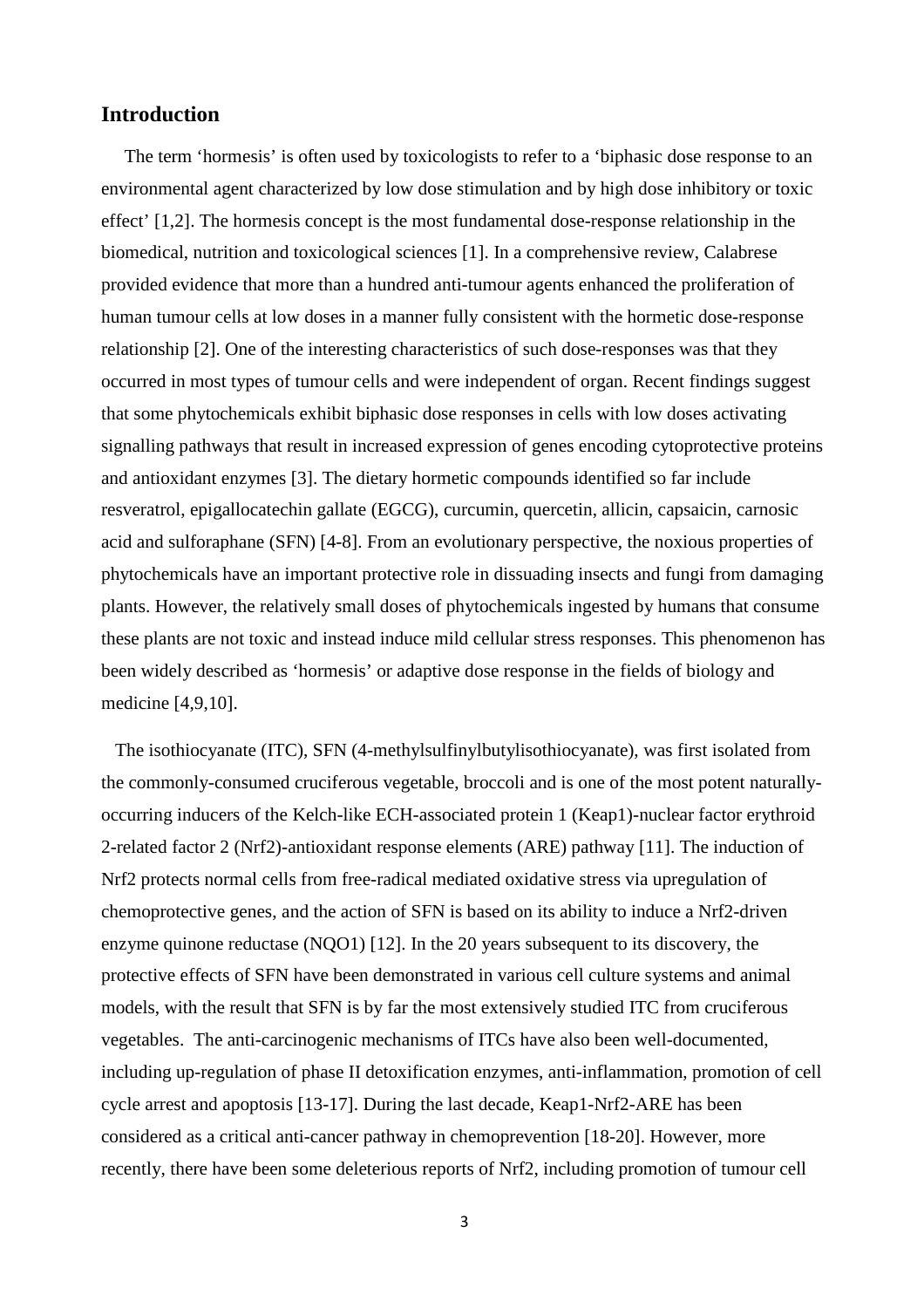## Introduction

The term 'hormesis' is often used by toxicologists to refer to a 'biphasic dose response to an environmental agent characterized by low dose stimulation and by high dose inhibitory or toxic effect' [1,2]. The hormesis concept is the most fundamental dose-response relationship in the biomedical, nutrition and toxicological sciences [1]. In a comprehensive review, Calabrese provided evidence that more than a hundred anti-tumour agents enhanced the proliferation of human tumour cells at low doses in a manner fully consistent with the hormetic dose-response relationship [2]. One of the interesting characteristics of such dose-responses was that they occurred in most types of tumour cells and were independent of organ. Recent findings suggest that some phytochemicals exhibit biphasic dose responses in cells with low doses activating signalling pathways that result in increased expression of genes encoding cytoprotective proteins and antioxidant enzymes [3]. The dietary hormetic compounds identified so far include resveratrol, epigallocatechin gallate (EGCG), curcumin, quercetin, allicin, capsaicin, carnosic acid and sulforaphane (SFN) [4-8]. From an evolutionary perspective, the noxious properties of phytochemicals have an important protective role in dissuading insects and fungi from damaging plants. However, the relatively small doses of phytochemicals ingested by humans that consume these plants are not toxic and instead induce mild cellular stress responses. This phenomenon has been widely described as 'hormesis' or adaptive dose response in the fields of biology and medicine [4,9,10].

The isothiocyanate (ITC), SFN (4-methylsulfinylbutylisothiocyanate), was first isolated from the commonly-consumed cruciferous vegetable, broccoli and is one of the most potent naturally-occurring inducers of the Kelch-like ECH-associated protein 1 (Keap1)-nuclear factor erythroid 2-related factor 2 (Nrf2)-antioxidant response elements (ARE) pathway [11]. The induction of Nrf2 protects normal cells from free-radical mediated oxidative stress via upregulation of chemoprotective genes, and the action of SFN is based on its ability to induce a Nrf2-driven enzyme quinone reductase (NQO1) [12]. In the 20 years subsequent to its discovery, the protective effects of SFN have been demonstrated in various cell culture systems and animal models, with the result that SFN is by far the most extensively studied ITC from cruciferous vegetables. The anti-carcinogenic mechanisms of ITCs have also been well-documented, including up-regulation of phase II detoxification enzymes, anti-inflammation, promotion of cell cycle arrest and apoptosis [13-17]. During the last decade, Keap1-Nrf2-ARE has been considered as a critical anti-cancer pathway in chemoprevention [18-20]. However, more recently, there have been some deleterious reports of Nrf2, including promotion of tumour cell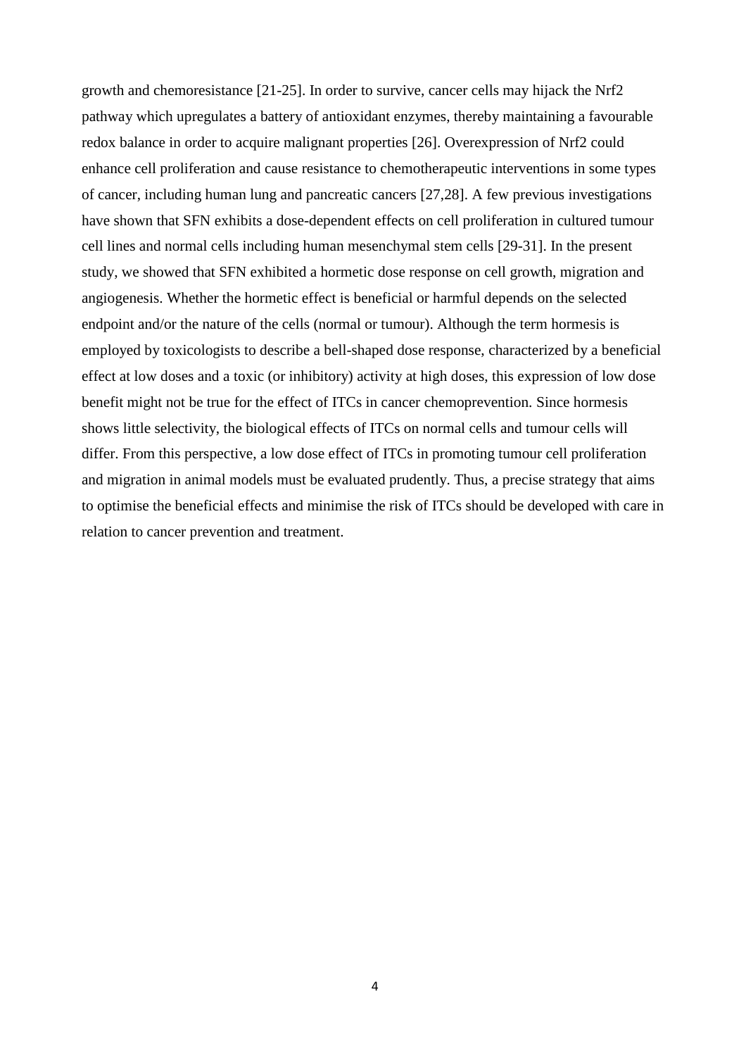growth and chemoresistance [21-25]. In order to survive, cancer cells may hijack the Nrf2 pathway which upregulates a battery of antioxidant enzymes, thereby maintaining a favourable redox balance in order to acquire malignant properties [26]. Overexpression of Nrf2 could enhance cell proliferation and cause resistance to chemotherapeutic interventions in some types of cancer, including human lung and pancreatic cancers [27,28]. A few previous investigations have shown that SFN exhibits a dose-dependent effects on cell proliferation in cultured tumour cell lines and normal cells including human mesenchymal stem cells [29-31]. In the present study, we showed that SFN exhibited a hormetic dose response on cell growth, migration and angiogenesis. Whether the hormetic effect is beneficial or harmful depends on the selected endpoint and/or the nature of the cells (normal or tumour). Although the term hormesis is employed by toxicologists to describe a bell-shaped dose response, characterized by a beneficial effect at low doses and a toxic (or inhibitory) activity at high doses, this expression of low dose benefit might not be true for the effect of ITCs in cancer chemoprevention. Since hormesis shows little selectivity, the biological effects of ITCs on normal cells and tumour cells will differ. From this perspective, a low dose effect of ITCs in promoting tumour cell proliferation and migration in animal models must be evaluated prudently. Thus, a precise strategy that aims to optimise the beneficial effects and minimise the risk of ITCs should be developed with care in relation to cancer prevention and treatment.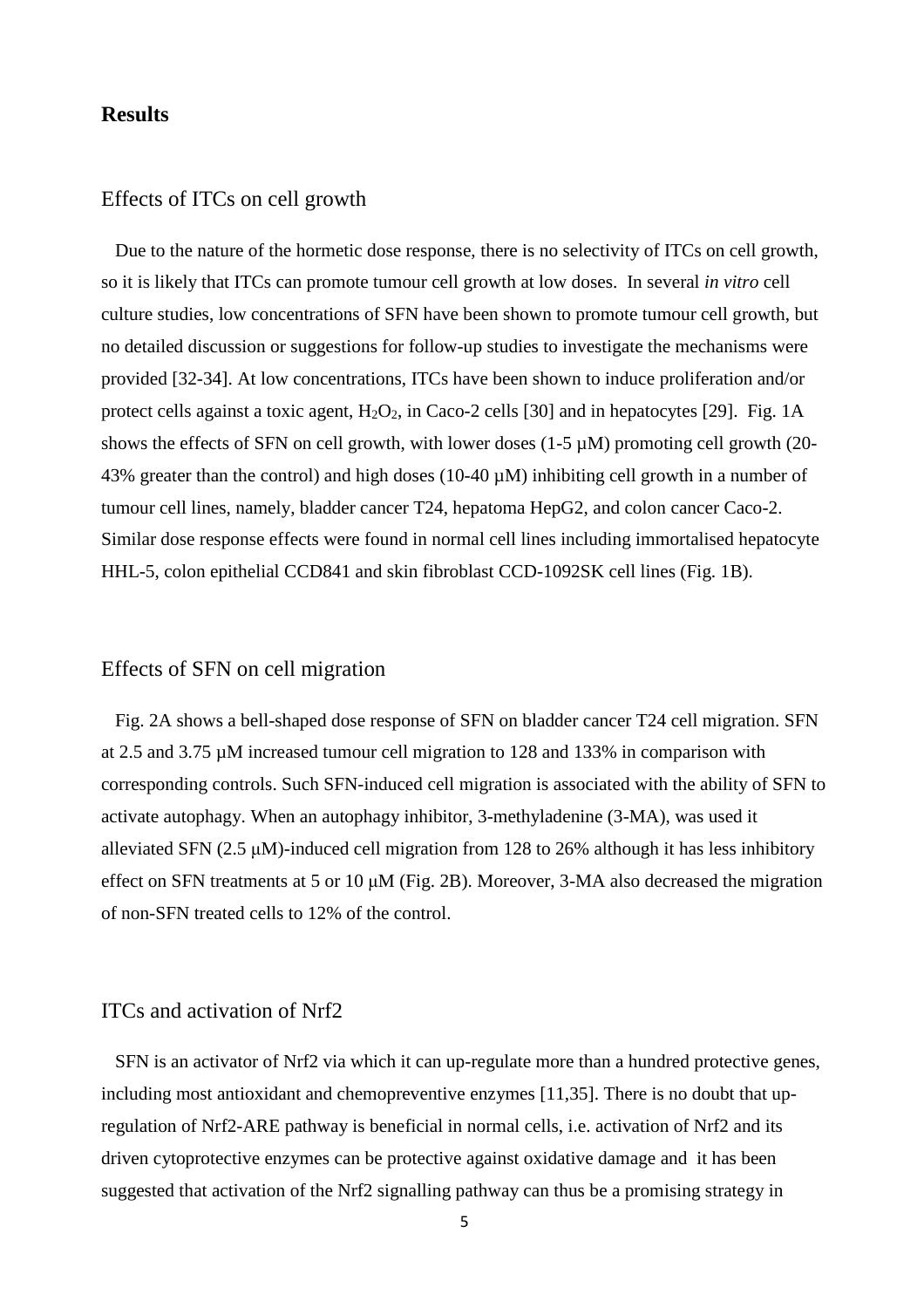## Results

### Effects of ITCs on cell growth

Due to the nature of the hormetic dose response, there is no selectivity of ITCs on cell growth, so it is likely that ITCs can promote tumour cell growth at low doses. In several *in vitro* cell culture studies, low concentrations of SFN have been shown to promote tumour cell growth, but no detailed discussion or suggestions for follow-up studies to investigate the mechanisms were provided [32-34]. At low concentrations, ITCs have been shown to induce proliferation and/or protect cells against a toxic agent, $H_2O_2$, in Caco-2 cells [30] and in hepatocytes [29]. Fig. 1A shows the effects of SFN on cell growth, with lower doses (1-5 µM) promoting cell growth (20-43% greater than the control) and high doses (10-40 µM) inhibiting cell growth in a number of tumour cell lines, namely, bladder cancer T24, hepatoma HepG2, and colon cancer Caco-2. Similar dose response effects were found in normal cell lines including immortalised hepatocyte HHL-5, colon epithelial CCD841 and skin fibroblast CCD-1092SK cell lines (Fig. 1B).

### Effects of SFN on cell migration

Fig. 2A shows a bell-shaped dose response of SFN on bladder cancer T24 cell migration. SFN at 2.5 and 3.75 µM increased tumour cell migration to 128 and 133% in comparison with corresponding controls. Such SFN-induced cell migration is associated with the ability of SFN to activate autophagy. When an autophagy inhibitor, 3-methyladenine (3-MA), was used it alleviated SFN (2.5 µM)-induced cell migration from 128 to 26% although it has less inhibitory effect on SFN treatments at 5 or 10 µM (Fig. 2B). Moreover, 3-MA also decreased the migration of non-SFN treated cells to 12% of the control.

### ITCs and activation of Nrf2

SFN is an activator of Nrf2 via which it can up-regulate more than a hundred protective genes, including most antioxidant and chemopreventive enzymes [11,35]. There is no doubt that up-regulation of Nrf2-ARE pathway is beneficial in normal cells, i.e. activation of Nrf2 and its driven cytoprotective enzymes can be protective against oxidative damage and it has been suggested that activation of the Nrf2 signalling pathway can thus be a promising strategy in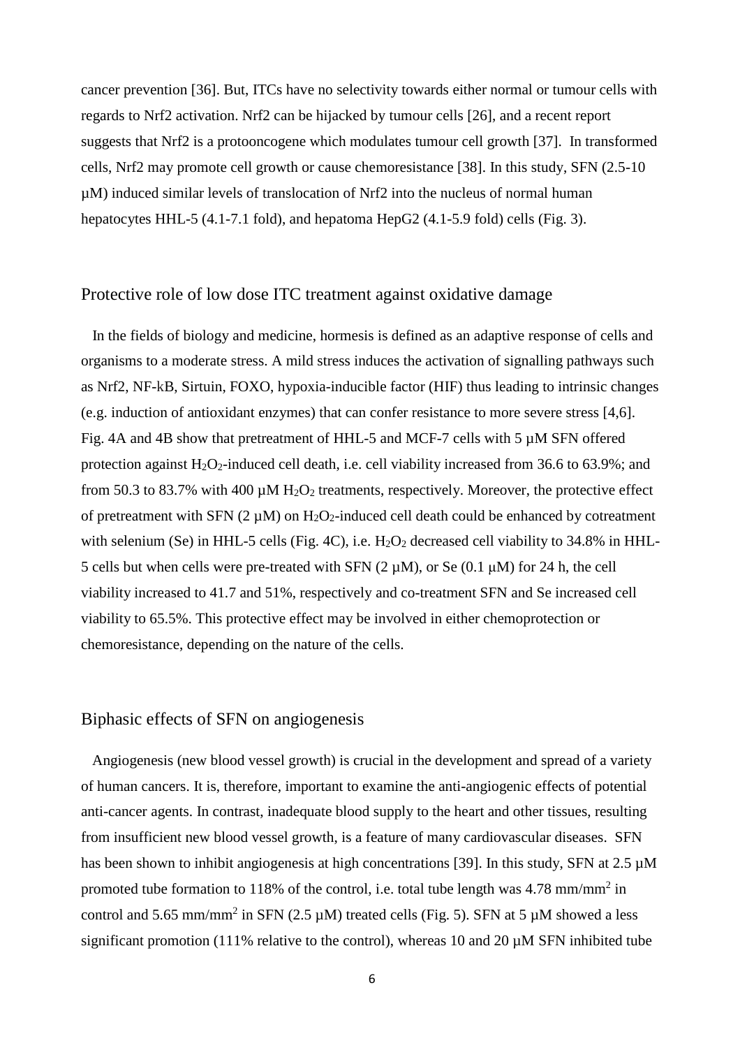cancer prevention [36]. But, ITCs have no selectivity towards either normal or tumour cells with regards to Nrf2 activation. Nrf2 can be hijacked by tumour cells [26], and a recent report suggests that Nrf2 is a protooncogene which modulates tumour cell growth [37]. In transformed cells, Nrf2 may promote cell growth or cause chemoresistance [38]. In this study, SFN (2.5-10 μM) induced similar levels of translocation of Nrf2 into the nucleus of normal human hepatocytes HHL-5 (4.1-7.1 fold), and hepatoma HepG2 (4.1-5.9 fold) cells (Fig. 3).

## Protective role of low dose ITC treatment against oxidative damage

In the fields of biology and medicine, hormesis is defined as an adaptive response of cells and organisms to a moderate stress. A mild stress induces the activation of signalling pathways such as Nrf2, NF-kB, Sirtuin, FOXO, hypoxia-inducible factor (HIF) thus leading to intrinsic changes (e.g. induction of antioxidant enzymes) that can confer resistance to more severe stress [4,6]. Fig. 4A and 4B show that pretreatment of HHL-5 and MCF-7 cells with 5 μM SFN offered protection against $H_2O_2$-induced cell death, i.e. cell viability increased from 36.6 to 63.9%; and from 50.3 to 83.7% with 400 μM $H_2O_2$ treatments, respectively. Moreover, the protective effect of pretreatment with SFN (2 μM) on $H_2O_2$-induced cell death could be enhanced by cotreatment with selenium (Se) in HHL-5 cells (Fig. 4C), i.e. $H_2O_2$ decreased cell viability to 34.8% in HHL-5 cells but when cells were pre-treated with SFN (2 μM), or Se (0.1 μM) for 24 h, the cell viability increased to 41.7 and 51%, respectively and co-treatment SFN and Se increased cell viability to 65.5%. This protective effect may be involved in either chemoprotection or chemoresistance, depending on the nature of the cells.

## Biphasic effects of SFN on angiogenesis

Angiogenesis (new blood vessel growth) is crucial in the development and spread of a variety of human cancers. It is, therefore, important to examine the anti-angiogenic effects of potential anti-cancer agents. In contrast, inadequate blood supply to the heart and other tissues, resulting from insufficient new blood vessel growth, is a feature of many cardiovascular diseases. SFN has been shown to inhibit angiogenesis at high concentrations [39]. In this study, SFN at 2.5 μM promoted tube formation to 118% of the control, i.e. total tube length was 4.78 $mm/mm^2$ in control and 5.65 $mm/mm^2$ in SFN (2.5 μM) treated cells (Fig. 5). SFN at 5 μM showed a less significant promotion (111% relative to the control), whereas 10 and 20 μM SFN inhibited tube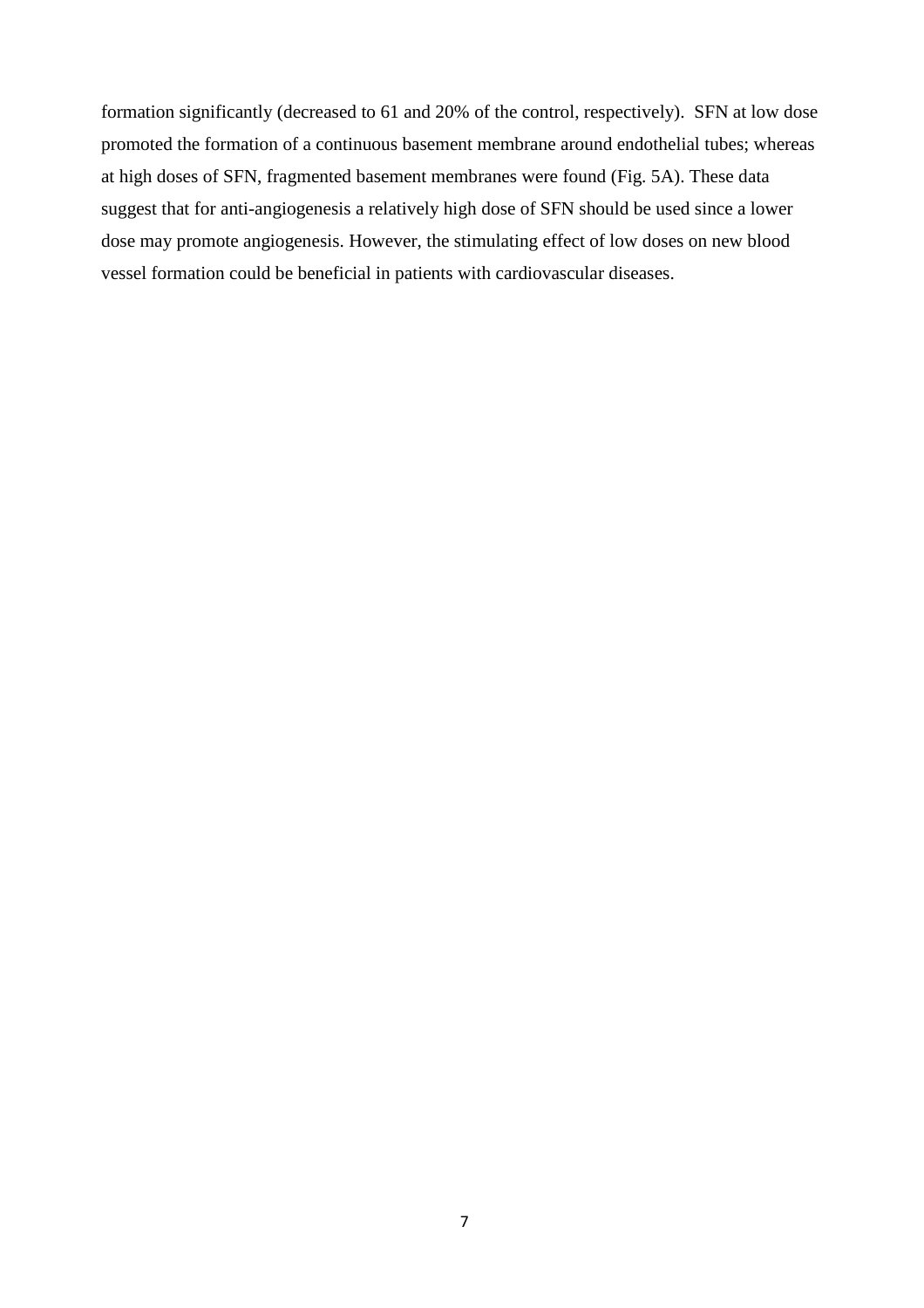formation significantly (decreased to 61 and 20% of the control, respectively). SFN at low dose promoted the formation of a continuous basement membrane around endothelial tubes; whereas at high doses of SFN, fragmented basement membranes were found (Fig. 5A). These data suggest that for anti-angiogenesis a relatively high dose of SFN should be used since a lower dose may promote angiogenesis. However, the stimulating effect of low doses on new blood vessel formation could be beneficial in patients with cardiovascular diseases.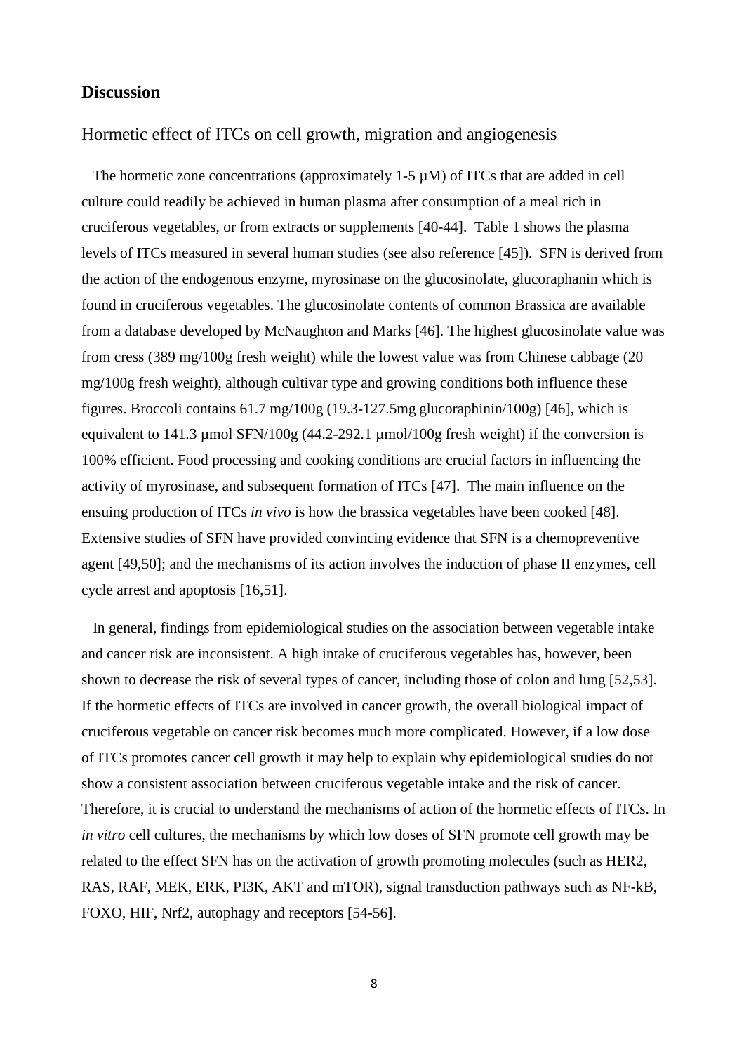## Discussion

### Hormetic effect of ITCs on cell growth, migration and angiogenesis

The hormetic zone concentrations (approximately 1-5 µM) of ITCs that are added in cell culture could readily be achieved in human plasma after consumption of a meal rich in cruciferous vegetables, or from extracts or supplements [40-44]. Table 1 shows the plasma levels of ITCs measured in several human studies (see also reference [45]). SFN is derived from the action of the endogenous enzyme, myrosinase on the glucosinolate, glucoraphanin which is found in cruciferous vegetables. The glucosinolate contents of common Brassica are available from a database developed by McNaughton and Marks [46]. The highest glucosinolate value was from cress (389 mg/100g fresh weight) while the lowest value was from Chinese cabbage (20 mg/100g fresh weight), although cultivar type and growing conditions both influence these figures. Broccoli contains 61.7 mg/100g (19.3-127.5mg glucoraphinin/100g) [46], which is equivalent to 141.3 µmol SFN/100g (44.2-292.1 µmol/100g fresh weight) if the conversion is 100% efficient. Food processing and cooking conditions are crucial factors in influencing the activity of myrosinase, and subsequent formation of ITCs [47]. The main influence on the ensuing production of ITCs *in vivo* is how the brassica vegetables have been cooked [48]. Extensive studies of SFN have provided convincing evidence that SFN is a chemopreventive agent [49,50]; and the mechanisms of its action involves the induction of phase II enzymes, cell cycle arrest and apoptosis [16,51].

In general, findings from epidemiological studies on the association between vegetable intake and cancer risk are inconsistent. A high intake of cruciferous vegetables has, however, been shown to decrease the risk of several types of cancer, including those of colon and lung [52,53]. If the hormetic effects of ITCs are involved in cancer growth, the overall biological impact of cruciferous vegetable on cancer risk becomes much more complicated. However, if a low dose of ITCs promotes cancer cell growth it may help to explain why epidemiological studies do not show a consistent association between cruciferous vegetable intake and the risk of cancer. Therefore, it is crucial to understand the mechanisms of action of the hormetic effects of ITCs. In *in vitro* cell cultures, the mechanisms by which low doses of SFN promote cell growth may be related to the effect SFN has on the activation of growth promoting molecules (such as HER2, RAS, RAF, MEK, ERK, PI3K, AKT and mTOR), signal transduction pathways such as NF-kB, FOXO, HIF, Nrf2, autophagy and receptors [54-56].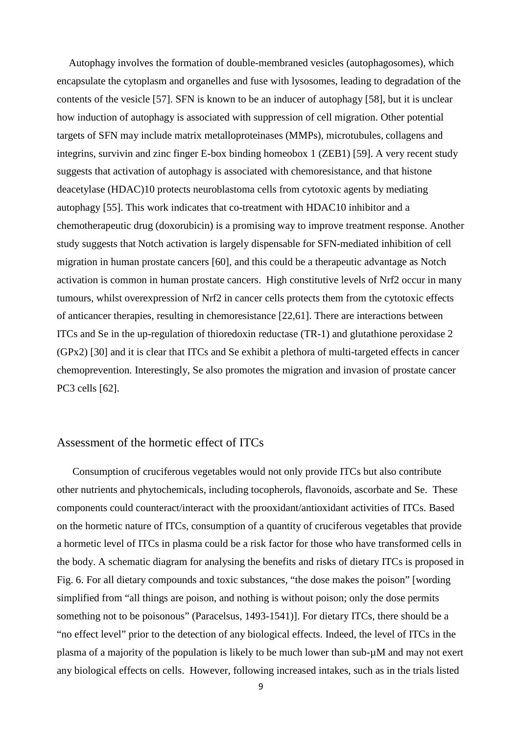Autophagy involves the formation of double-membraned vesicles (autophagosomes), which encapsulate the cytoplasm and organelles and fuse with lysosomes, leading to degradation of the contents of the vesicle [57]. SFN is known to be an inducer of autophagy [58], but it is unclear how induction of autophagy is associated with suppression of cell migration. Other potential targets of SFN may include matrix metalloproteinases (MMPs), microtubules, collagens and integrins, survivin and zinc finger E-box binding homeobox 1 (ZEB1) [59]. A very recent study suggests that activation of autophagy is associated with chemoresistance, and that histone deacetylase (HDAC)10 protects neuroblastoma cells from cytotoxic agents by mediating autophagy [55]. This work indicates that co-treatment with HDAC10 inhibitor and a chemotherapeutic drug (doxorubicin) is a promising way to improve treatment response. Another study suggests that Notch activation is largely dispensable for SFN-mediated inhibition of cell migration in human prostate cancers [60], and this could be a therapeutic advantage as Notch activation is common in human prostate cancers. High constitutive levels of Nrf2 occur in many tumours, whilst overexpression of Nrf2 in cancer cells protects them from the cytotoxic effects of anticancer therapies, resulting in chemoresistance [22,61]. There are interactions between ITCs and Se in the up-regulation of thioredoxin reductase (TR-1) and glutathione peroxidase 2 (GPx2) [30] and it is clear that ITCs and Se exhibit a plethora of multi-targeted effects in cancer chemoprevention. Interestingly, Se also promotes the migration and invasion of prostate cancer PC3 cells [62].

## Assessment of the hormetic effect of ITCs

Consumption of cruciferous vegetables would not only provide ITCs but also contribute other nutrients and phytochemicals, including tocopherols, flavonoids, ascorbate and Se. These components could counteract/interact with the prooxidant/antioxidant activities of ITCs. Based on the hormetic nature of ITCs, consumption of a quantity of cruciferous vegetables that provide a hormetic level of ITCs in plasma could be a risk factor for those who have transformed cells in the body. A schematic diagram for analysing the benefits and risks of dietary ITCs is proposed in Fig. 6. For all dietary compounds and toxic substances, "the dose makes the poison" [wording simplified from "all things are poison, and nothing is without poison; only the dose permits something not to be poisonous" (Paracelsus, 1493-1541)]. For dietary ITCs, there should be a "no effect level" prior to the detection of any biological effects. Indeed, the level of ITCs in the plasma of a majority of the population is likely to be much lower than sub-μM and may not exert any biological effects on cells. However, following increased intakes, such as in the trials listed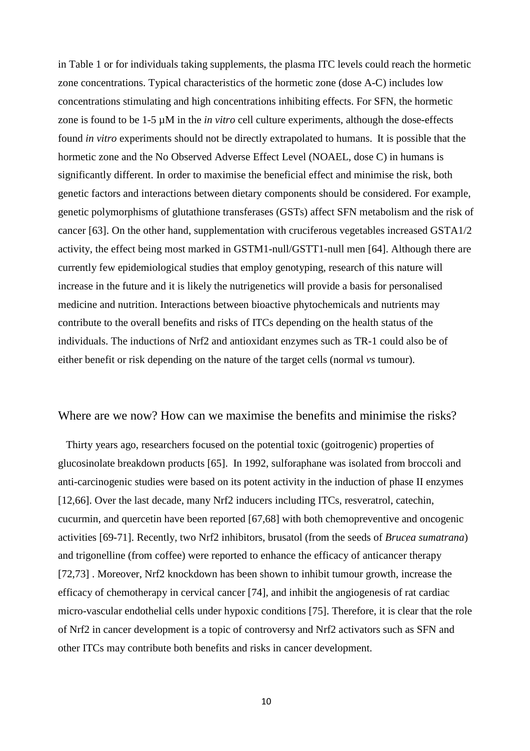in Table 1 or for individuals taking supplements, the plasma ITC levels could reach the hormetic zone concentrations. Typical characteristics of the hormetic zone (dose A-C) includes low concentrations stimulating and high concentrations inhibiting effects. For SFN, the hormetic zone is found to be 1-5 µM in the *in vitro* cell culture experiments, although the dose-effects found *in vitro* experiments should not be directly extrapolated to humans. It is possible that the hormetic zone and the No Observed Adverse Effect Level (NOAEL, dose C) in humans is significantly different. In order to maximise the beneficial effect and minimise the risk, both genetic factors and interactions between dietary components should be considered. For example, genetic polymorphisms of glutathione transferases (GSTs) affect SFN metabolism and the risk of cancer [63]. On the other hand, supplementation with cruciferous vegetables increased GSTA1/2 activity, the effect being most marked in GSTM1-null/GSTT1-null men [64]. Although there are currently few epidemiological studies that employ genotyping, research of this nature will increase in the future and it is likely the nutrigenetics will provide a basis for personalised medicine and nutrition. Interactions between bioactive phytochemicals and nutrients may contribute to the overall benefits and risks of ITCs depending on the health status of the individuals. The inductions of Nrf2 and antioxidant enzymes such as TR-1 could also be of either benefit or risk depending on the nature of the target cells (normal *vs* tumour).

## Where are we now? How can we maximise the benefits and minimise the risks?

Thirty years ago, researchers focused on the potential toxic (goitrogenic) properties of glucosinolate breakdown products [65]. In 1992, sulforaphane was isolated from broccoli and anti-carcinogenic studies were based on its potent activity in the induction of phase II enzymes [12,66]. Over the last decade, many Nrf2 inducers including ITCs, resveratrol, catechin, cucurmin, and quercetin have been reported [67,68] with both chemopreventive and oncogenic activities [69-71]. Recently, two Nrf2 inhibitors, brusatol (from the seeds of *Brucea sumatrana*) and trigonelline (from coffee) were reported to enhance the efficacy of anticancer therapy [72,73] . Moreover, Nrf2 knockdown has been shown to inhibit tumour growth, increase the efficacy of chemotherapy in cervical cancer [74], and inhibit the angiogenesis of rat cardiac micro-vascular endothelial cells under hypoxic conditions [75]. Therefore, it is clear that the role of Nrf2 in cancer development is a topic of controversy and Nrf2 activators such as SFN and other ITCs may contribute both benefits and risks in cancer development.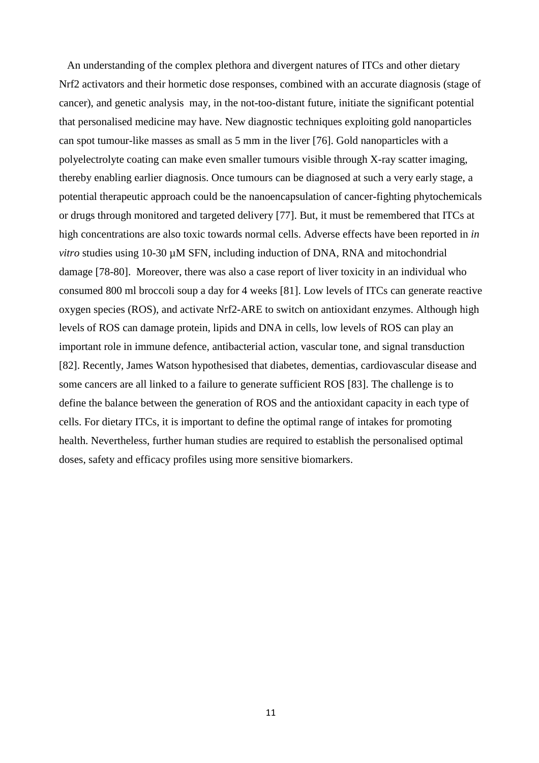An understanding of the complex plethora and divergent natures of ITCs and other dietary Nrf2 activators and their hormetic dose responses, combined with an accurate diagnosis (stage of cancer), and genetic analysis may, in the not-too-distant future, initiate the significant potential that personalised medicine may have. New diagnostic techniques exploiting gold nanoparticles can spot tumour-like masses as small as 5 mm in the liver [76]. Gold nanoparticles with a polyelectrolyte coating can make even smaller tumours visible through X-ray scatter imaging, thereby enabling earlier diagnosis. Once tumours can be diagnosed at such a very early stage, a potential therapeutic approach could be the nanoencapsulation of cancer-fighting phytochemicals or drugs through monitored and targeted delivery [77]. But, it must be remembered that ITCs at high concentrations are also toxic towards normal cells. Adverse effects have been reported in *in vitro* studies using 10-30 µM SFN, including induction of DNA, RNA and mitochondrial damage [78-80]. Moreover, there was also a case report of liver toxicity in an individual who consumed 800 ml broccoli soup a day for 4 weeks [81]. Low levels of ITCs can generate reactive oxygen species (ROS), and activate Nrf2-ARE to switch on antioxidant enzymes. Although high levels of ROS can damage protein, lipids and DNA in cells, low levels of ROS can play an important role in immune defence, antibacterial action, vascular tone, and signal transduction [82]. Recently, James Watson hypothesised that diabetes, dementias, cardiovascular disease and some cancers are all linked to a failure to generate sufficient ROS [83]. The challenge is to define the balance between the generation of ROS and the antioxidant capacity in each type of cells. For dietary ITCs, it is important to define the optimal range of intakes for promoting health. Nevertheless, further human studies are required to establish the personalised optimal doses, safety and efficacy profiles using more sensitive biomarkers.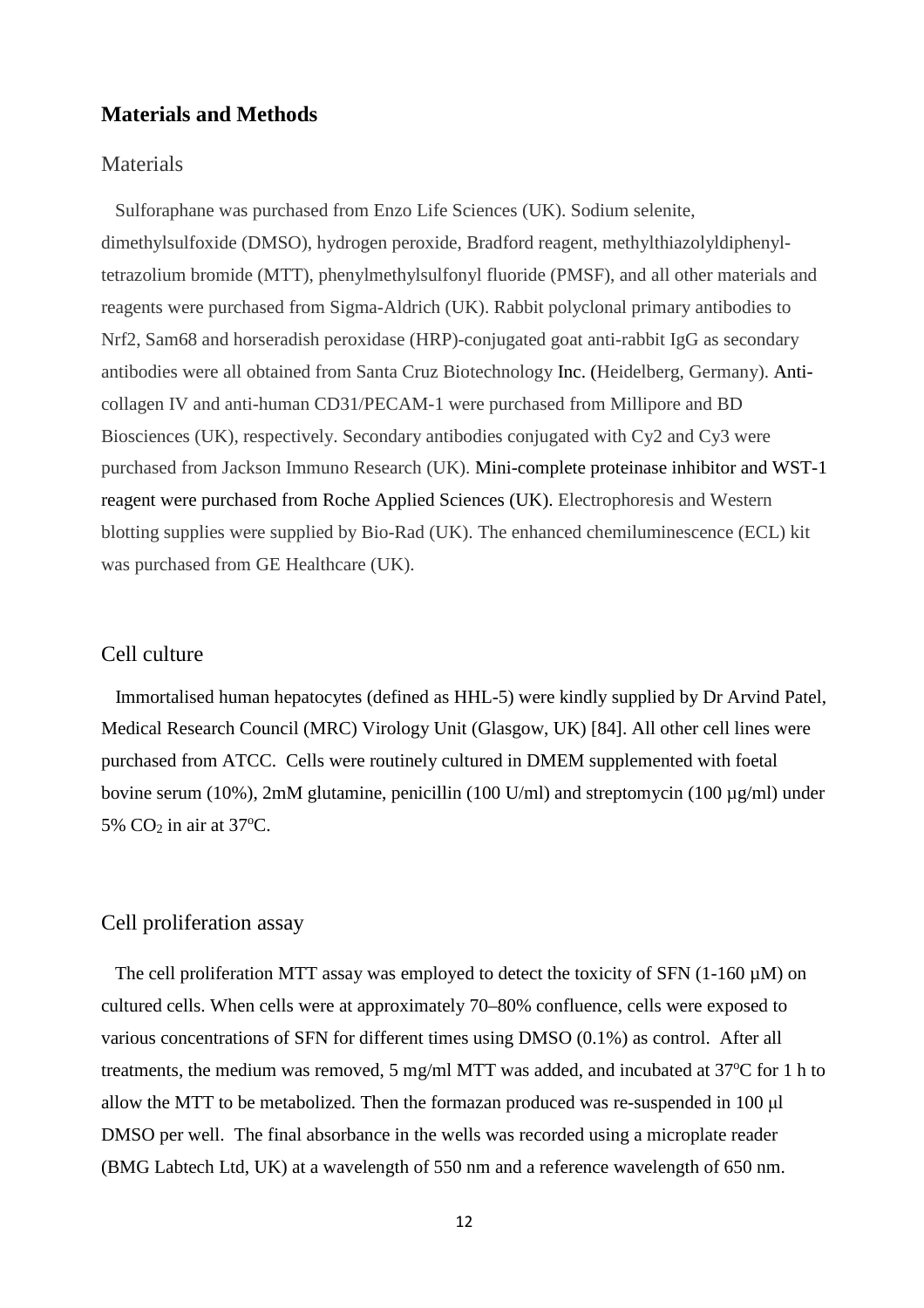## Materials and Methods

### Materials

Sulforaphane was purchased from Enzo Life Sciences (UK). Sodium selenite, dimethylsulfoxide (DMSO), hydrogen peroxide, Bradford reagent, methylthiazolyldiphenyl-tetrazolium bromide (MTT), phenylmethylsulfonyl fluoride (PMSF), and all other materials and reagents were purchased from Sigma-Aldrich (UK). Rabbit polyclonal primary antibodies to Nrf2, Sam68 and horseradish peroxidase (HRP)-conjugated goat anti-rabbit IgG as secondary antibodies were all obtained from Santa Cruz Biotechnology Inc. (Heidelberg, Germany). Anti-collagen IV and anti-human CD31/PECAM-1 were purchased from Millipore and BD Biosciences (UK), respectively. Secondary antibodies conjugated with Cy2 and Cy3 were purchased from Jackson Immuno Research (UK). Mini-complete proteinase inhibitor and WST-1 reagent were purchased from Roche Applied Sciences (UK). Electrophoresis and Western blotting supplies were supplied by Bio-Rad (UK). The enhanced chemiluminescence (ECL) kit was purchased from GE Healthcare (UK).

### Cell culture

Immortalised human hepatocytes (defined as HHL-5) were kindly supplied by Dr Arvind Patel, Medical Research Council (MRC) Virology Unit (Glasgow, UK) [84]. All other cell lines were purchased from ATCC. Cells were routinely cultured in DMEM supplemented with foetal bovine serum (10%), 2mM glutamine, penicillin (100 U/ml) and streptomycin (100 µg/ml) under 5% $CO_2$ in air at 37$^{o}$C.

### Cell proliferation assay

The cell proliferation MTT assay was employed to detect the toxicity of SFN (1-160 µM) on cultured cells. When cells were at approximately 70–80% confluence, cells were exposed to various concentrations of SFN for different times using DMSO (0.1%) as control. After all treatments, the medium was removed, 5 mg/ml MTT was added, and incubated at 37$^{o}$C for 1 h to allow the MTT to be metabolized. Then the formazan produced was re-suspended in 100 μl DMSO per well. The final absorbance in the wells was recorded using a microplate reader (BMG Labtech Ltd, UK) at a wavelength of 550 nm and a reference wavelength of 650 nm.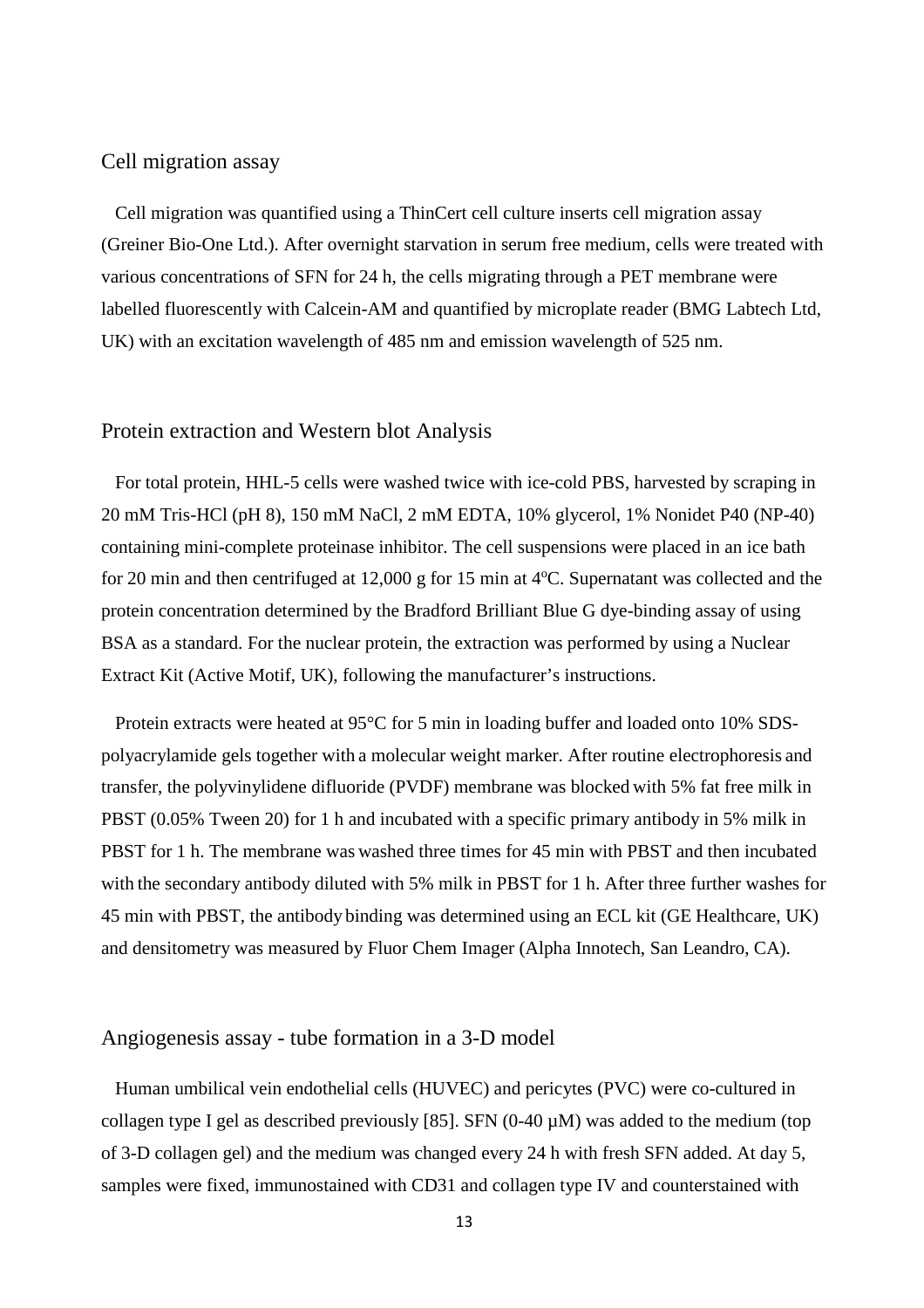## Cell migration assay

Cell migration was quantified using a ThinCert cell culture inserts cell migration assay (Greiner Bio-One Ltd.). After overnight starvation in serum free medium, cells were treated with various concentrations of SFN for 24 h, the cells migrating through a PET membrane were labelled fluorescently with Calcein-AM and quantified by microplate reader (BMG Labtech Ltd, UK) with an excitation wavelength of 485 nm and emission wavelength of 525 nm.

## Protein extraction and Western blot Analysis

For total protein, HHL-5 cells were washed twice with ice-cold PBS, harvested by scraping in 20 mM Tris-HCl (pH 8), 150 mM NaCl, 2 mM EDTA, 10% glycerol, 1% Nonidet P40 (NP-40) containing mini-complete proteinase inhibitor. The cell suspensions were placed in an ice bath for 20 min and then centrifuged at 12,000 g for 15 min at 4ºC. Supernatant was collected and the protein concentration determined by the Bradford Brilliant Blue G dye-binding assay of using BSA as a standard. For the nuclear protein, the extraction was performed by using a Nuclear Extract Kit (Active Motif, UK), following the manufacturer's instructions.

Protein extracts were heated at 95°C for 5 min in loading buffer and loaded onto 10% SDS-polyacrylamide gels together with a molecular weight marker. After routine electrophoresis and transfer, the polyvinylidene difluoride (PVDF) membrane was blocked with 5% fat free milk in PBST (0.05% Tween 20) for 1 h and incubated with a specific primary antibody in 5% milk in PBST for 1 h. The membrane was washed three times for 45 min with PBST and then incubated with the secondary antibody diluted with 5% milk in PBST for 1 h. After three further washes for 45 min with PBST, the antibody binding was determined using an ECL kit (GE Healthcare, UK) and densitometry was measured by Fluor Chem Imager (Alpha Innotech, San Leandro, CA).

## Angiogenesis assay - tube formation in a 3-D model

Human umbilical vein endothelial cells (HUVEC) and pericytes (PVC) were co-cultured in collagen type I gel as described previously [85]. SFN (0-40 µM) was added to the medium (top of 3-D collagen gel) and the medium was changed every 24 h with fresh SFN added. At day 5, samples were fixed, immunostained with CD31 and collagen type IV and counterstained with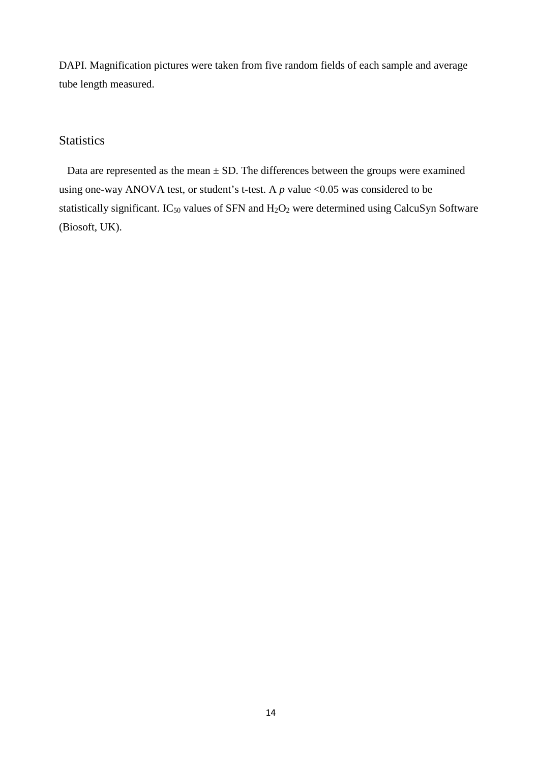DAPI. Magnification pictures were taken from five random fields of each sample and average tube length measured.

## Statistics

Data are represented as the mean ± SD. The differences between the groups were examined using one-way ANOVA test, or student's t-test. A $p$ value $<0.05$ was considered to be statistically significant. $IC_{50}$ values of SFN and $H_2O_2$ were determined using CalcuSyn Software (Biosoft, UK).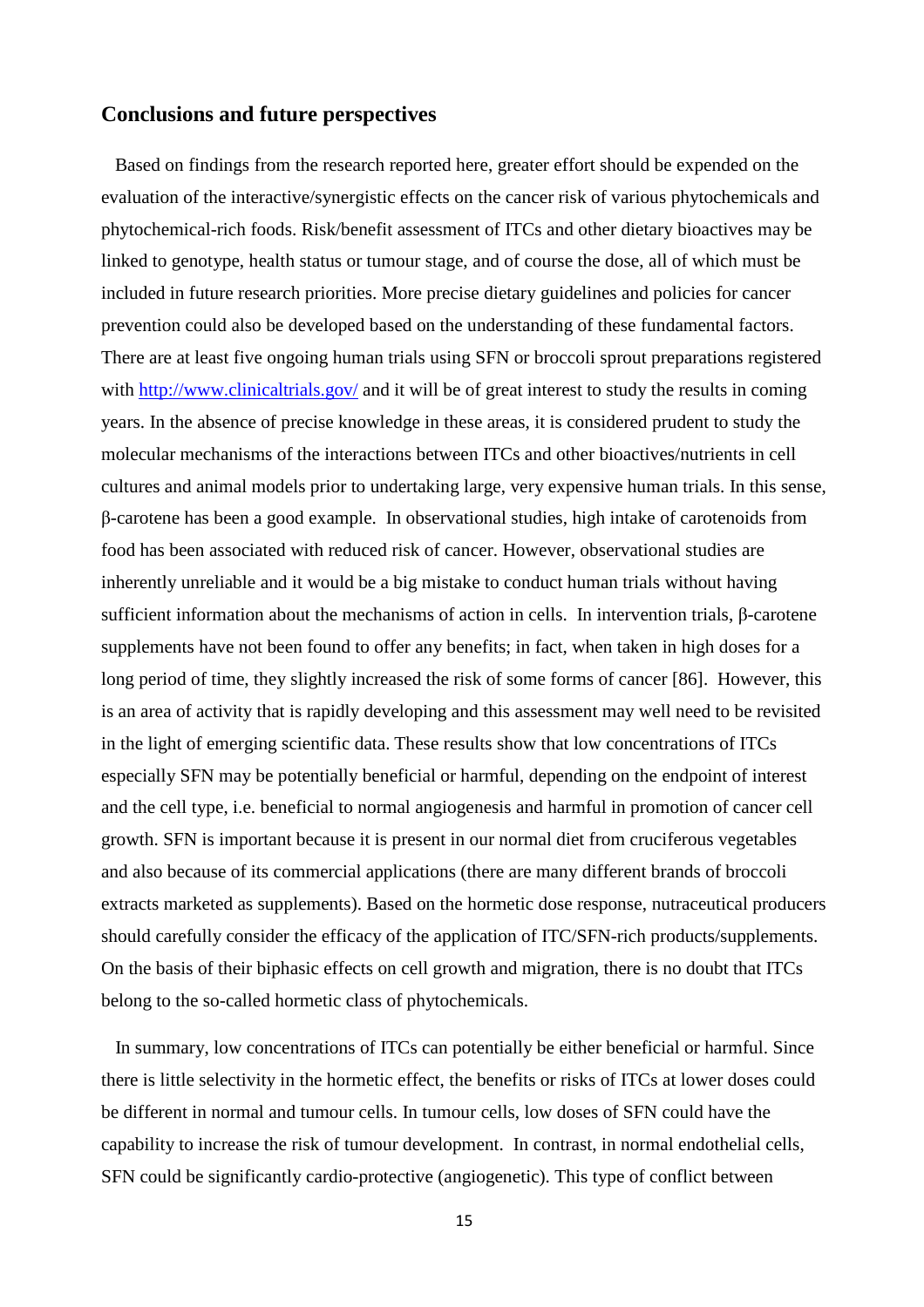## Conclusions and future perspectives

Based on findings from the research reported here, greater effort should be expended on the evaluation of the interactive/synergistic effects on the cancer risk of various phytochemicals and phytochemical-rich foods. Risk/benefit assessment of ITCs and other dietary bioactives may be linked to genotype, health status or tumour stage, and of course the dose, all of which must be included in future research priorities. More precise dietary guidelines and policies for cancer prevention could also be developed based on the understanding of these fundamental factors. There are at least five ongoing human trials using SFN or broccoli sprout preparations registered with http://www.clinicaltrials.gov/ and it will be of great interest to study the results in coming years. In the absence of precise knowledge in these areas, it is considered prudent to study the molecular mechanisms of the interactions between ITCs and other bioactives/nutrients in cell cultures and animal models prior to undertaking large, very expensive human trials. In this sense, β-carotene has been a good example. In observational studies, high intake of carotenoids from food has been associated with reduced risk of cancer. However, observational studies are inherently unreliable and it would be a big mistake to conduct human trials without having sufficient information about the mechanisms of action in cells. In intervention trials, β-carotene supplements have not been found to offer any benefits; in fact, when taken in high doses for a long period of time, they slightly increased the risk of some forms of cancer [86]. However, this is an area of activity that is rapidly developing and this assessment may well need to be revisited in the light of emerging scientific data. These results show that low concentrations of ITCs especially SFN may be potentially beneficial or harmful, depending on the endpoint of interest and the cell type, i.e. beneficial to normal angiogenesis and harmful in promotion of cancer cell growth. SFN is important because it is present in our normal diet from cruciferous vegetables and also because of its commercial applications (there are many different brands of broccoli extracts marketed as supplements). Based on the hormetic dose response, nutraceutical producers should carefully consider the efficacy of the application of ITC/SFN-rich products/supplements. On the basis of their biphasic effects on cell growth and migration, there is no doubt that ITCs belong to the so-called hormetic class of phytochemicals.

In summary, low concentrations of ITCs can potentially be either beneficial or harmful. Since there is little selectivity in the hormetic effect, the benefits or risks of ITCs at lower doses could be different in normal and tumour cells. In tumour cells, low doses of SFN could have the capability to increase the risk of tumour development. In contrast, in normal endothelial cells, SFN could be significantly cardio-protective (angiogenetic). This type of conflict between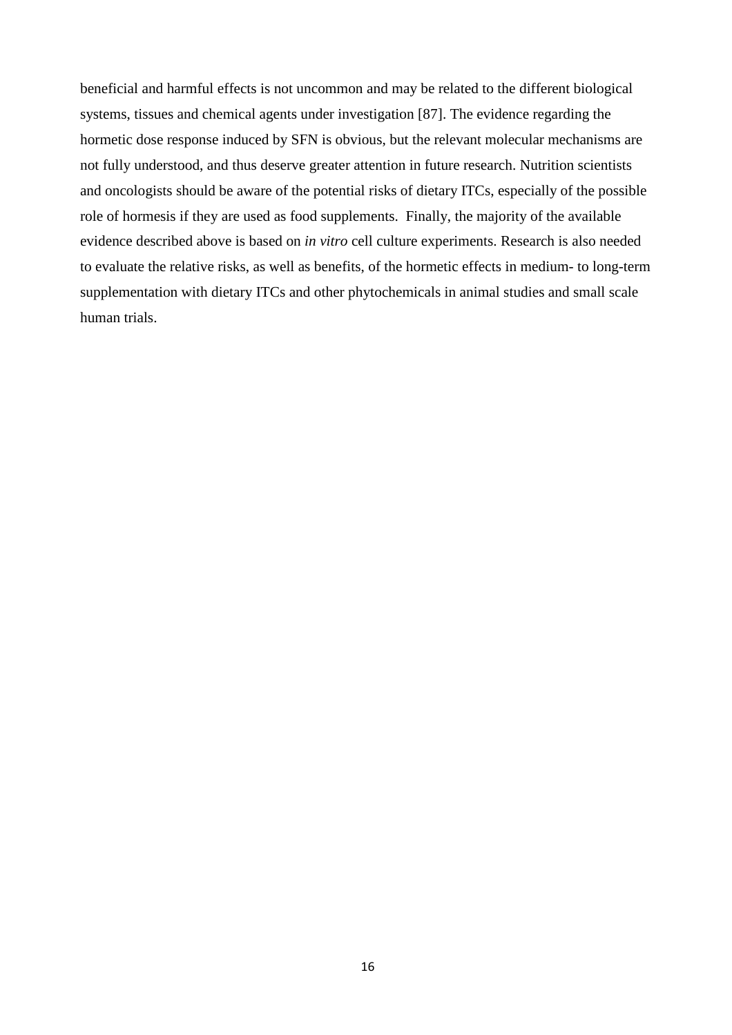beneficial and harmful effects is not uncommon and may be related to the different biological systems, tissues and chemical agents under investigation [87]. The evidence regarding the hormetic dose response induced by SFN is obvious, but the relevant molecular mechanisms are not fully understood, and thus deserve greater attention in future research. Nutrition scientists and oncologists should be aware of the potential risks of dietary ITCs, especially of the possible role of hormesis if they are used as food supplements. Finally, the majority of the available evidence described above is based on *in vitro* cell culture experiments. Research is also needed to evaluate the relative risks, as well as benefits, of the hormetic effects in medium- to long-term supplementation with dietary ITCs and other phytochemicals in animal studies and small scale human trials.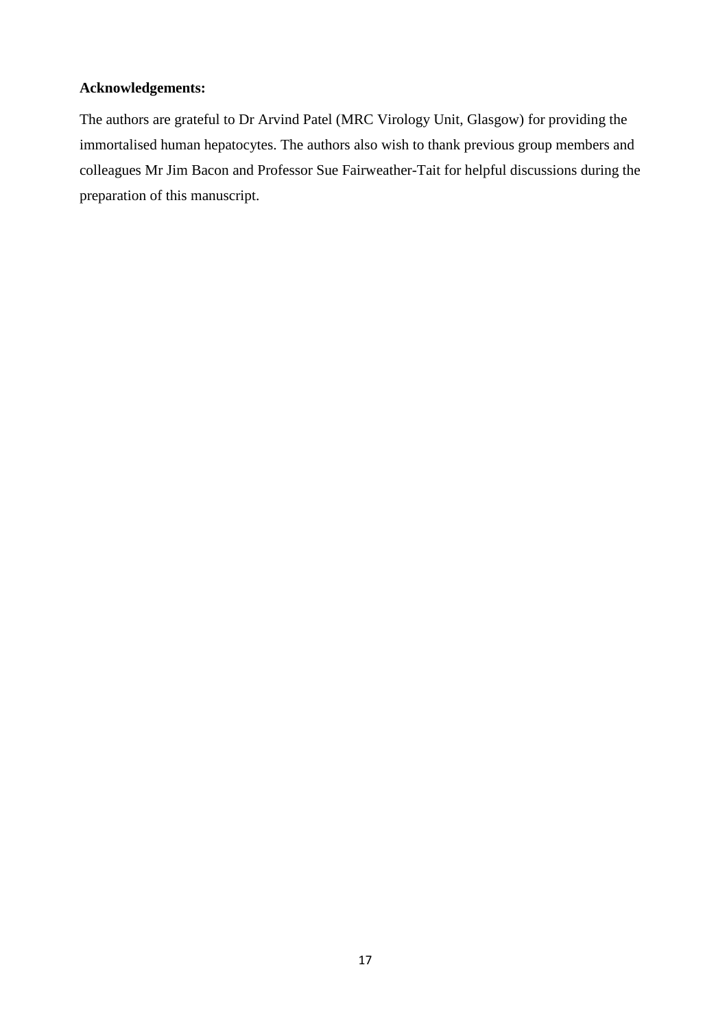**Acknowledgements:**

The authors are grateful to Dr Arvind Patel (MRC Virology Unit, Glasgow) for providing the immortalised human hepatocytes. The authors also wish to thank previous group members and colleagues Mr Jim Bacon and Professor Sue Fairweather-Tait for helpful discussions during the preparation of this manuscript.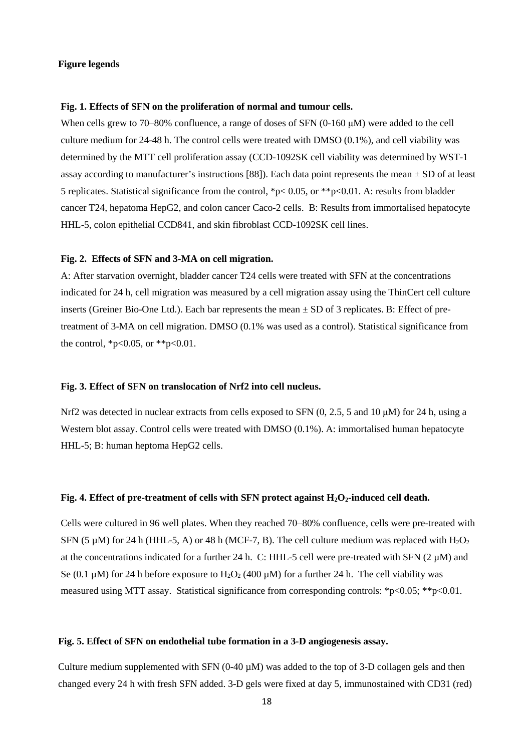**Figure legends**

**Fig. 1. Effects of SFN on the proliferation of normal and tumour cells.**

When cells grew to 70–80% confluence, a range of doses of SFN (0-160 μM) were added to the cell culture medium for 24-48 h. The control cells were treated with DMSO (0.1%), and cell viability was determined by the MTT cell proliferation assay (CCD-1092SK cell viability was determined by WST-1 assay according to manufacturer's instructions [88]). Each data point represents the mean ± SD of at least 5 replicates. Statistical significance from the control, $*p < 0.05$, or $**p < 0.01$. A: results from bladder cancer T24, hepatoma HepG2, and colon cancer Caco-2 cells. B: Results from immortalised hepatocyte HHL-5, colon epithelial CCD841, and skin fibroblast CCD-1092SK cell lines.

**Fig. 2. Effects of SFN and 3-MA on cell migration.**

A: After starvation overnight, bladder cancer T24 cells were treated with SFN at the concentrations indicated for 24 h, cell migration was measured by a cell migration assay using the ThinCert cell culture inserts (Greiner Bio-One Ltd.). Each bar represents the mean ± SD of 3 replicates. B: Effect of pre-treatment of 3-MA on cell migration. DMSO (0.1% was used as a control). Statistical significance from the control, $*p < 0.05$, or $**p < 0.01$.

**Fig. 3. Effect of SFN on translocation of Nrf2 into cell nucleus.**

Nrf2 was detected in nuclear extracts from cells exposed to SFN (0, 2.5, 5 and 10 μM) for 24 h, using a Western blot assay. Control cells were treated with DMSO (0.1%). A: immortalised human hepatocyte HHL-5; B: human heptoma HepG2 cells.

**Fig. 4. Effect of pre-treatment of cells with SFN protect against $H_2O_2$-induced cell death.**

Cells were cultured in 96 well plates. When they reached 70–80% confluence, cells were pre-treated with SFN (5 μM) for 24 h (HHL-5, A) or 48 h (MCF-7, B). The cell culture medium was replaced with $H_2O_2$ at the concentrations indicated for a further 24 h. C: HHL-5 cell were pre-treated with SFN (2 μM) and Se (0.1 μM) for 24 h before exposure to $H_2O_2$ (400 μM) for a further 24 h. The cell viability was measured using MTT assay. Statistical significance from corresponding controls: $*p < 0.05$; $**p < 0.01$.

**Fig. 5. Effect of SFN on endothelial tube formation in a 3-D angiogenesis assay.**

Culture medium supplemented with SFN (0-40 μM) was added to the top of 3-D collagen gels and then changed every 24 h with fresh SFN added. 3-D gels were fixed at day 5, immunostained with CD31 (red)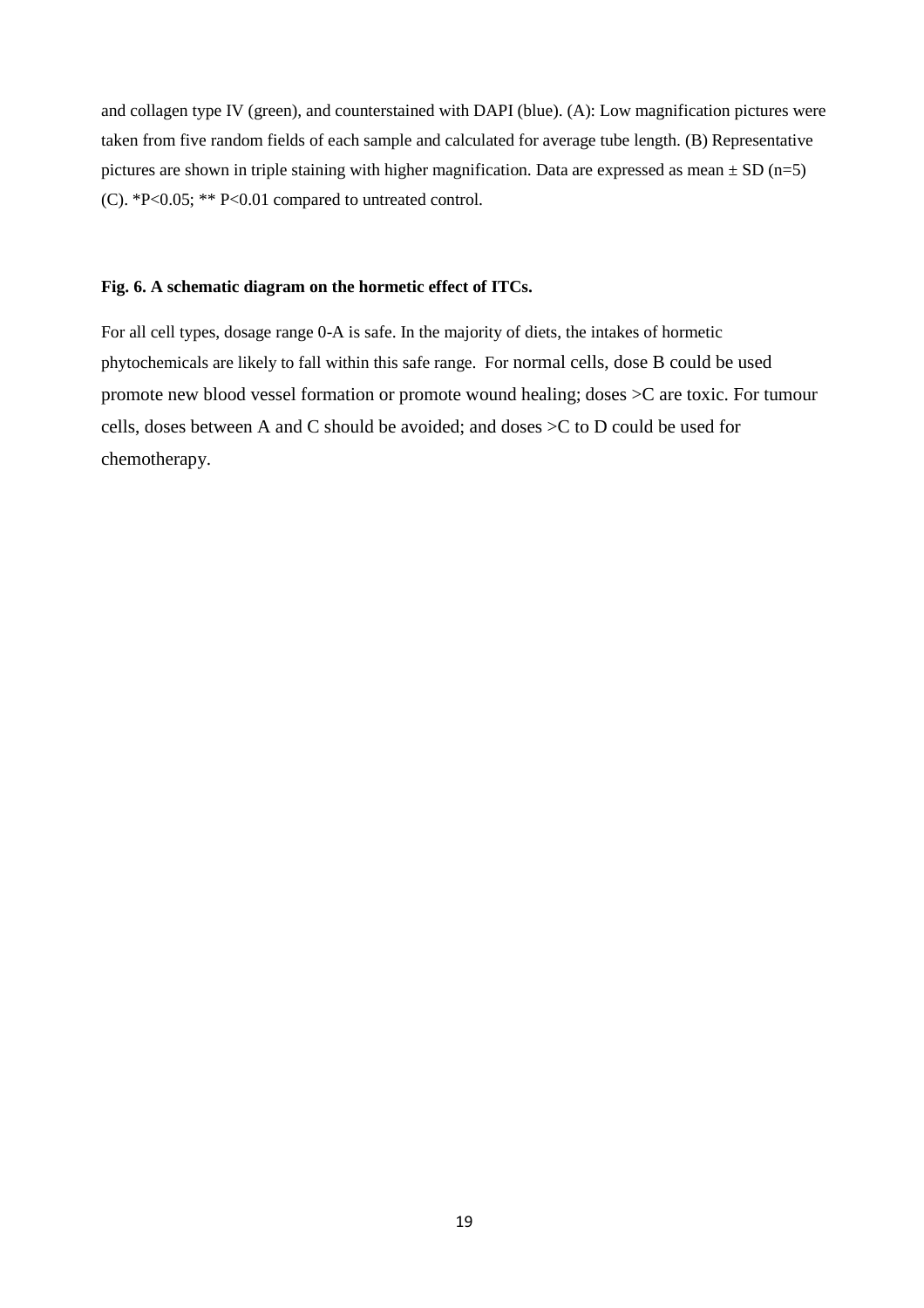and collagen type IV (green), and counterstained with DAPI (blue). (A): Low magnification pictures were taken from five random fields of each sample and calculated for average tube length. (B) Representative pictures are shown in triple staining with higher magnification. Data are expressed as mean ± SD (n=5) (C). *P<0.05; ** P<0.01 compared to untreated control.

**Fig. 6. A schematic diagram on the hormetic effect of ITCs.**

For all cell types, dosage range 0-A is safe. In the majority of diets, the intakes of hormetic phytochemicals are likely to fall within this safe range. For normal cells, dose B could be used promote new blood vessel formation or promote wound healing; doses >C are toxic. For tumour cells, doses between A and C should be avoided; and doses >C to D could be used for chemotherapy.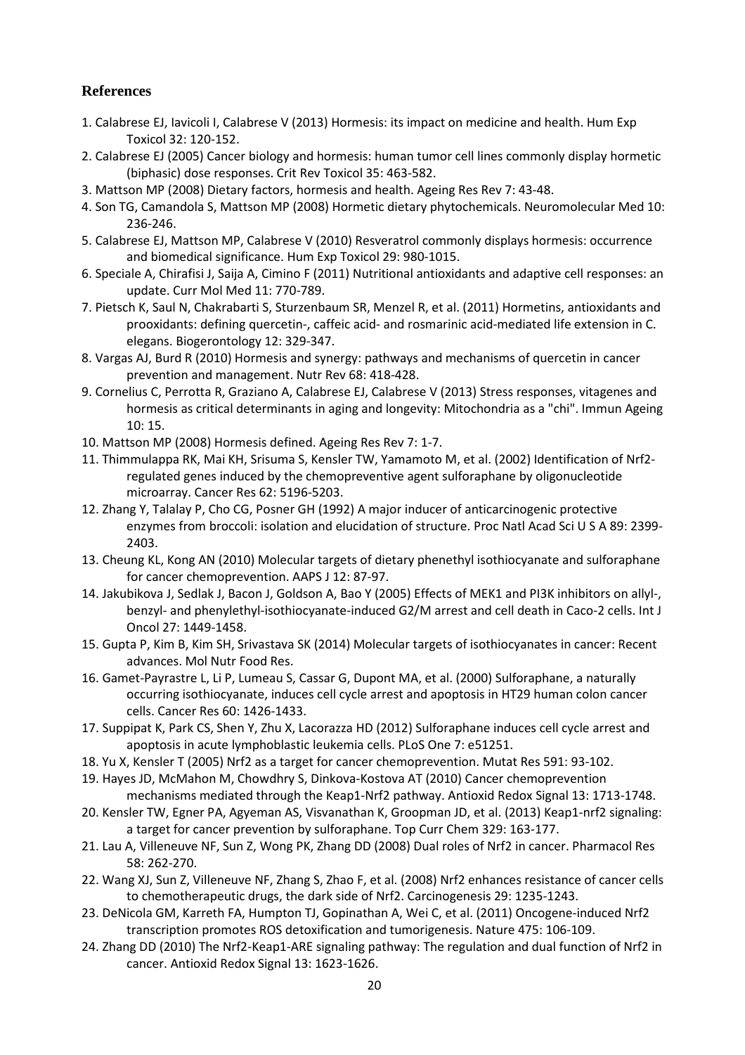## References

1. Calabrese EJ, Iavicoli I, Calabrese V (2013) Hormesis: its impact on medicine and health. Hum Exp Toxicol 32: 120-152.
2. Calabrese EJ (2005) Cancer biology and hormesis: human tumor cell lines commonly display hormetic (biphasic) dose responses. Crit Rev Toxicol 35: 463-582.
3. Mattson MP (2008) Dietary factors, hormesis and health. Ageing Res Rev 7: 43-48.
4. Son TG, Camandola S, Mattson MP (2008) Hormetic dietary phytochemicals. Neuromolecular Med 10: 236-246.
5. Calabrese EJ, Mattson MP, Calabrese V (2010) Resveratrol commonly displays hormesis: occurrence and biomedical significance. Hum Exp Toxicol 29: 980-1015.
6. Speciale A, Chirafisi J, Saija A, Cimino F (2011) Nutritional antioxidants and adaptive cell responses: an update. Curr Mol Med 11: 770-789.
7. Pietsch K, Saul N, Chakrabarti S, Sturzenbaum SR, Menzel R, et al. (2011) Hormetins, antioxidants and prooxidants: defining quercetin-, caffeic acid- and rosmarinic acid-mediated life extension in C. elegans. Biogerontology 12: 329-347.
8. Vargas AJ, Burd R (2010) Hormesis and synergy: pathways and mechanisms of quercetin in cancer prevention and management. Nutr Rev 68: 418-428.
9. Cornelius C, Perrotta R, Graziano A, Calabrese EJ, Calabrese V (2013) Stress responses, vitagenes and hormesis as critical determinants in aging and longevity: Mitochondria as a "chi". Immun Ageing 10: 15.
10. Mattson MP (2008) Hormesis defined. Ageing Res Rev 7: 1-7.
11. Thimmulappa RK, Mai KH, Srisuma S, Kensler TW, Yamamoto M, et al. (2002) Identification of Nrf2-regulated genes induced by the chemopreventive agent sulforaphane by oligonucleotide microarray. Cancer Res 62: 5196-5203.
12. Zhang Y, Talalay P, Cho CG, Posner GH (1992) A major inducer of anticarcinogenic protective enzymes from broccoli: isolation and elucidation of structure. Proc Natl Acad Sci U S A 89: 2399-2403.
13. Cheung KL, Kong AN (2010) Molecular targets of dietary phenethyl isothiocyanate and sulforaphane for cancer chemoprevention. AAPS J 12: 87-97.
14. Jakubikova J, Sedlak J, Bacon J, Goldson A, Bao Y (2005) Effects of MEK1 and PI3K inhibitors on allyl-, benzyl- and phenylethyl-isothiocyanate-induced G2/M arrest and cell death in Caco-2 cells. Int J Oncol 27: 1449-1458.
15. Gupta P, Kim B, Kim SH, Srivastava SK (2014) Molecular targets of isothiocyanates in cancer: Recent advances. Mol Nutr Food Res.
16. Gamet-Payrastre L, Li P, Lumeau S, Cassar G, Dupont MA, et al. (2000) Sulforaphane, a naturally occurring isothiocyanate, induces cell cycle arrest and apoptosis in HT29 human colon cancer cells. Cancer Res 60: 1426-1433.
17. Suppipat K, Park CS, Shen Y, Zhu X, Lacorazza HD (2012) Sulforaphane induces cell cycle arrest and apoptosis in acute lymphoblastic leukemia cells. PLoS One 7: e51251.
18. Yu X, Kensler T (2005) Nrf2 as a target for cancer chemoprevention. Mutat Res 591: 93-102.
19. Hayes JD, McMahon M, Chowdhry S, Dinkova-Kostova AT (2010) Cancer chemoprevention mechanisms mediated through the Keap1-Nrf2 pathway. Antioxid Redox Signal 13: 1713-1748.
20. Kensler TW, Egner PA, Agyeman AS, Visvanathan K, Groopman JD, et al. (2013) Keap1-nrf2 signaling: a target for cancer prevention by sulforaphane. Top Curr Chem 329: 163-177.
21. Lau A, Villeneuve NF, Sun Z, Wong PK, Zhang DD (2008) Dual roles of Nrf2 in cancer. Pharmacol Res 58: 262-270.
22. Wang XJ, Sun Z, Villeneuve NF, Zhang S, Zhao F, et al. (2008) Nrf2 enhances resistance of cancer cells to chemotherapeutic drugs, the dark side of Nrf2. Carcinogenesis 29: 1235-1243.
23. DeNicola GM, Karreth FA, Humpton TJ, Gopinathan A, Wei C, et al. (2011) Oncogene-induced Nrf2 transcription promotes ROS detoxification and tumorigenesis. Nature 475: 106-109.
24. Zhang DD (2010) The Nrf2-Keap1-ARE signaling pathway: The regulation and dual function of Nrf2 in cancer. Antioxid Redox Signal 13: 1623-1626.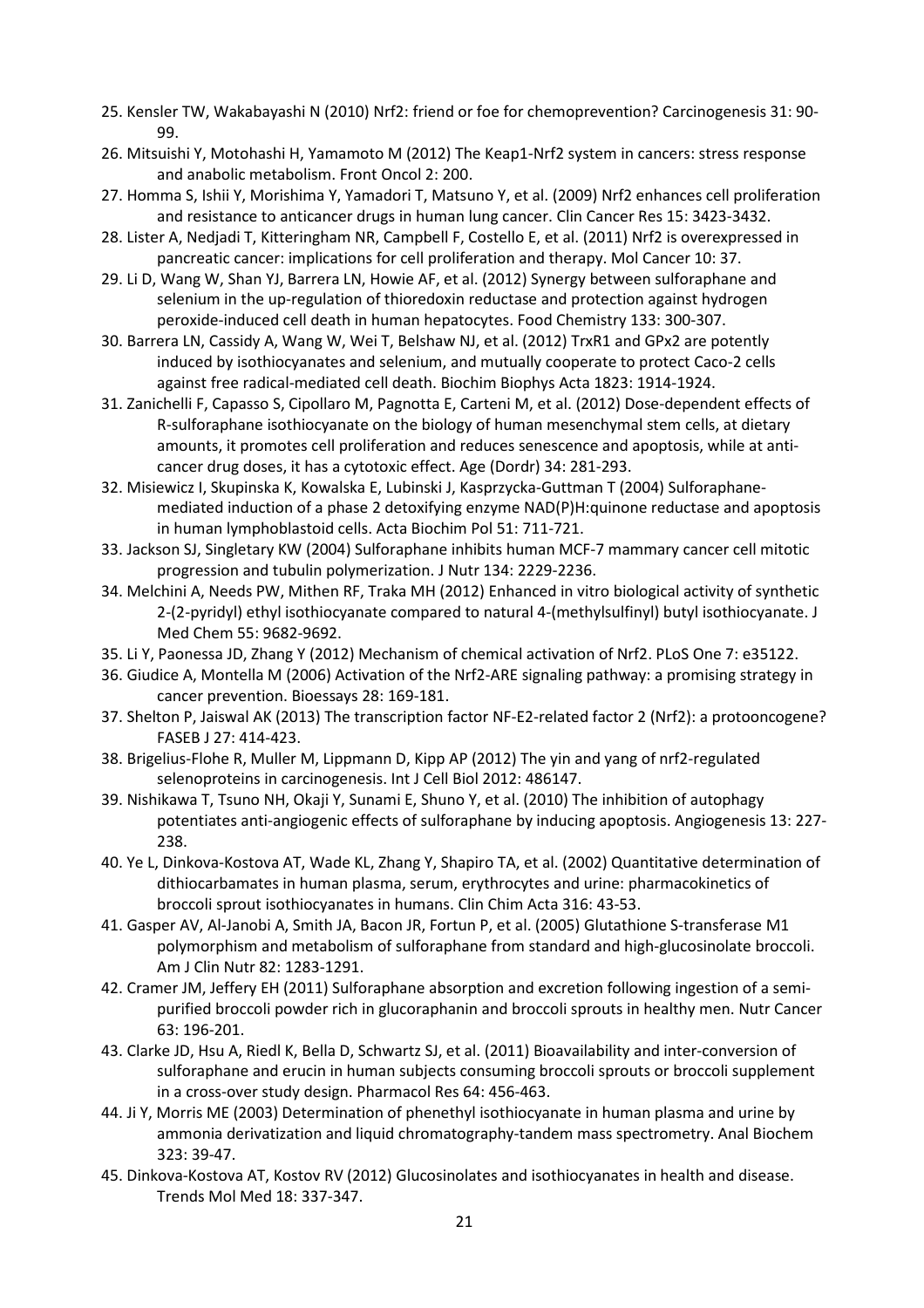25. Kensler TW, Wakabayashi N (2010) Nrf2: friend or foe for chemoprevention? Carcinogenesis 31: 90-99.
26. Mitsuishi Y, Motohashi H, Yamamoto M (2012) The Keap1-Nrf2 system in cancers: stress response and anabolic metabolism. Front Oncol 2: 200.
27. Homma S, Ishii Y, Morishima Y, Yamadori T, Matsuno Y, et al. (2009) Nrf2 enhances cell proliferation and resistance to anticancer drugs in human lung cancer. Clin Cancer Res 15: 3423-3432.
28. Lister A, Nedjadi T, Kitteringham NR, Campbell F, Costello E, et al. (2011) Nrf2 is overexpressed in pancreatic cancer: implications for cell proliferation and therapy. Mol Cancer 10: 37.
29. Li D, Wang W, Shan YJ, Barrera LN, Howie AF, et al. (2012) Synergy between sulforaphane and selenium in the up-regulation of thioredoxin reductase and protection against hydrogen peroxide-induced cell death in human hepatocytes. Food Chemistry 133: 300-307.
30. Barrera LN, Cassidy A, Wang W, Wei T, Belshaw NJ, et al. (2012) TrxR1 and GPx2 are potently induced by isothiocyanates and selenium, and mutually cooperate to protect Caco-2 cells against free radical-mediated cell death. Biochim Biophys Acta 1823: 1914-1924.
31. Zanichelli F, Capasso S, Cipollaro M, Pagnotta E, Carteni M, et al. (2012) Dose-dependent effects of R-sulforaphane isothiocyanate on the biology of human mesenchymal stem cells, at dietary amounts, it promotes cell proliferation and reduces senescence and apoptosis, while at anti-cancer drug doses, it has a cytotoxic effect. Age (Dordr) 34: 281-293.
32. Misiewicz I, Skupinska K, Kowalska E, Lubinski J, Kasprzycka-Guttman T (2004) Sulforaphane-mediated induction of a phase 2 detoxifying enzyme NAD(P)H:quinone reductase and apoptosis in human lymphoblastoid cells. Acta Biochim Pol 51: 711-721.
33. Jackson SJ, Singletary KW (2004) Sulforaphane inhibits human MCF-7 mammary cancer cell mitotic progression and tubulin polymerization. J Nutr 134: 2229-2236.
34. Melchini A, Needs PW, Mithen RF, Traka MH (2012) Enhanced in vitro biological activity of synthetic 2-(2-pyridyl) ethyl isothiocyanate compared to natural 4-(methylsulfinyl) butyl isothiocyanate. J Med Chem 55: 9682-9692.
35. Li Y, Paonessa JD, Zhang Y (2012) Mechanism of chemical activation of Nrf2. PLoS One 7: e35122.
36. Giudice A, Montella M (2006) Activation of the Nrf2-ARE signaling pathway: a promising strategy in cancer prevention. Bioessays 28: 169-181.
37. Shelton P, Jaiswal AK (2013) The transcription factor NF-E2-related factor 2 (Nrf2): a protooncogene? FASEB J 27: 414-423.
38. Brigelius-Flohe R, Muller M, Lippmann D, Kipp AP (2012) The yin and yang of nrf2-regulated selenoproteins in carcinogenesis. Int J Cell Biol 2012: 486147.
39. Nishikawa T, Tsuno NH, Okaji Y, Sunami E, Shuno Y, et al. (2010) The inhibition of autophagy potentiates anti-angiogenic effects of sulforaphane by inducing apoptosis. Angiogenesis 13: 227-238.
40. Ye L, Dinkova-Kostova AT, Wade KL, Zhang Y, Shapiro TA, et al. (2002) Quantitative determination of dithiocarbamates in human plasma, serum, erythrocytes and urine: pharmacokinetics of broccoli sprout isothiocyanates in humans. Clin Chim Acta 316: 43-53.
41. Gasper AV, Al-Janobi A, Smith JA, Bacon JR, Fortun P, et al. (2005) Glutathione S-transferase M1 polymorphism and metabolism of sulforaphane from standard and high-glucosinolate broccoli. Am J Clin Nutr 82: 1283-1291.
42. Cramer JM, Jeffery EH (2011) Sulforaphane absorption and excretion following ingestion of a semi-purified broccoli powder rich in glucoraphanin and broccoli sprouts in healthy men. Nutr Cancer 63: 196-201.
43. Clarke JD, Hsu A, Riedl K, Bella D, Schwartz SJ, et al. (2011) Bioavailability and inter-conversion of sulforaphane and erucin in human subjects consuming broccoli sprouts or broccoli supplement in a cross-over study design. Pharmacol Res 64: 456-463.
44. Ji Y, Morris ME (2003) Determination of phenethyl isothiocyanate in human plasma and urine by ammonia derivatization and liquid chromatography-tandem mass spectrometry. Anal Biochem 323: 39-47.
45. Dinkova-Kostova AT, Kostov RV (2012) Glucosinolates and isothiocyanates in health and disease. Trends Mol Med 18: 337-347.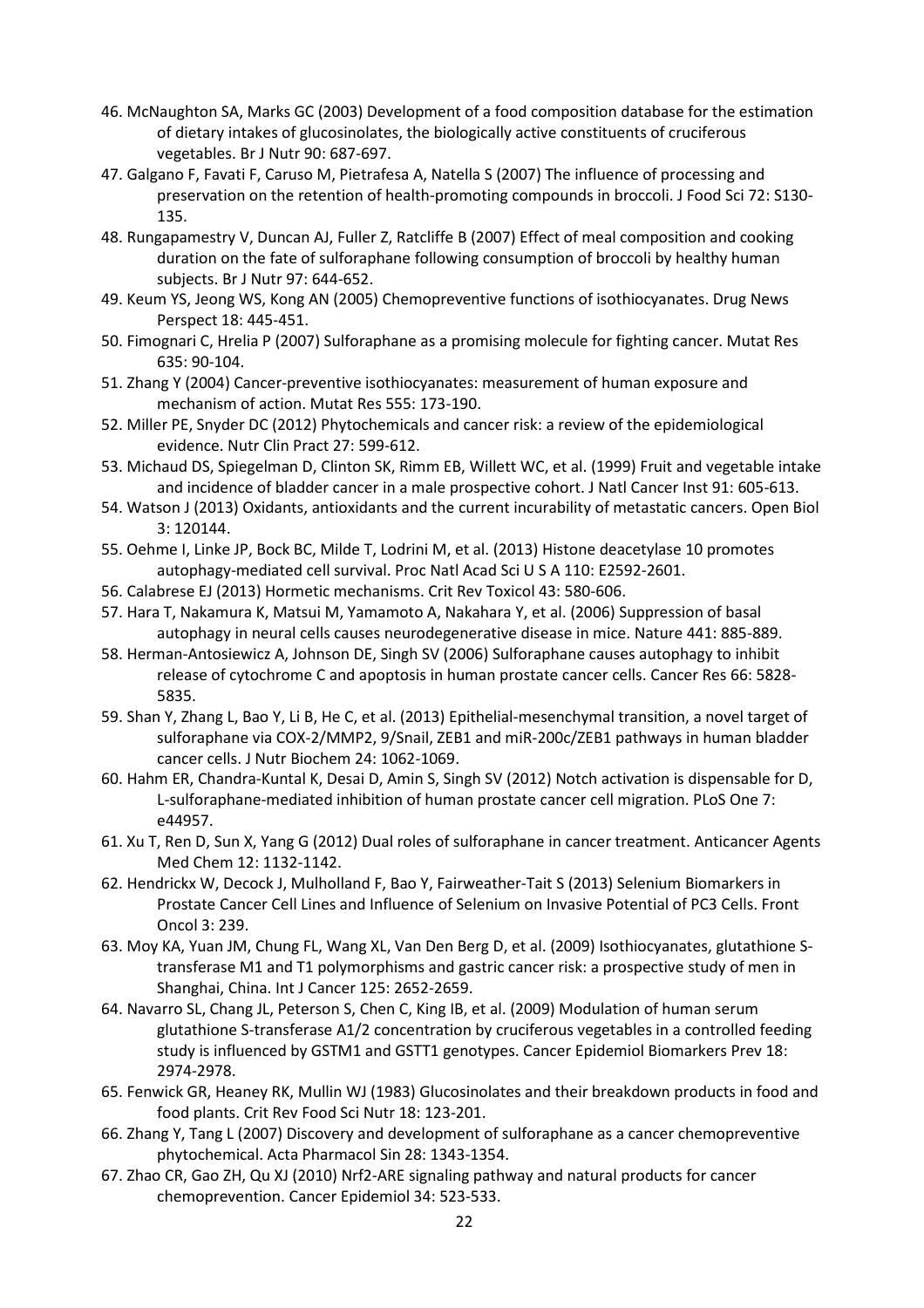46. McNaughton SA, Marks GC (2003) Development of a food composition database for the estimation of dietary intakes of glucosinolates, the biologically active constituents of cruciferous vegetables. Br J Nutr 90: 687-697.
47. Galgano F, Favati F, Caruso M, Pietrafesa A, Natella S (2007) The influence of processing and preservation on the retention of health-promoting compounds in broccoli. J Food Sci 72: S130-135.
48. Rungapamestry V, Duncan AJ, Fuller Z, Ratcliffe B (2007) Effect of meal composition and cooking duration on the fate of sulforaphane following consumption of broccoli by healthy human subjects. Br J Nutr 97: 644-652.
49. Keum YS, Jeong WS, Kong AN (2005) Chemopreventive functions of isothiocyanates. Drug News Perspect 18: 445-451.
50. Fimognari C, Hrelia P (2007) Sulforaphane as a promising molecule for fighting cancer. Mutat Res 635: 90-104.
51. Zhang Y (2004) Cancer-preventive isothiocyanates: measurement of human exposure and mechanism of action. Mutat Res 555: 173-190.
52. Miller PE, Snyder DC (2012) Phytochemicals and cancer risk: a review of the epidemiological evidence. Nutr Clin Pract 27: 599-612.
53. Michaud DS, Spiegelman D, Clinton SK, Rimm EB, Willett WC, et al. (1999) Fruit and vegetable intake and incidence of bladder cancer in a male prospective cohort. J Natl Cancer Inst 91: 605-613.
54. Watson J (2013) Oxidants, antioxidants and the current incurability of metastatic cancers. Open Biol 3: 120144.
55. Oehme I, Linke JP, Bock BC, Milde T, Lodrini M, et al. (2013) Histone deacetylase 10 promotes autophagy-mediated cell survival. Proc Natl Acad Sci U S A 110: E2592-2601.
56. Calabrese EJ (2013) Hormetic mechanisms. Crit Rev Toxicol 43: 580-606.
57. Hara T, Nakamura K, Matsui M, Yamamoto A, Nakahara Y, et al. (2006) Suppression of basal autophagy in neural cells causes neurodegenerative disease in mice. Nature 441: 885-889.
58. Herman-Antosiewicz A, Johnson DE, Singh SV (2006) Sulforaphane causes autophagy to inhibit release of cytochrome C and apoptosis in human prostate cancer cells. Cancer Res 66: 5828-5835.
59. Shan Y, Zhang L, Bao Y, Li B, He C, et al. (2013) Epithelial-mesenchymal transition, a novel target of sulforaphane via COX-2/MMP2, 9/Snail, ZEB1 and miR-200c/ZEB1 pathways in human bladder cancer cells. J Nutr Biochem 24: 1062-1069.
60. Hahm ER, Chandra-Kuntal K, Desai D, Amin S, Singh SV (2012) Notch activation is dispensable for D, L-sulforaphane-mediated inhibition of human prostate cancer cell migration. PLoS One 7: e44957.
61. Xu T, Ren D, Sun X, Yang G (2012) Dual roles of sulforaphane in cancer treatment. Anticancer Agents Med Chem 12: 1132-1142.
62. Hendrickx W, Decock J, Mulholland F, Bao Y, Fairweather-Tait S (2013) Selenium Biomarkers in Prostate Cancer Cell Lines and Influence of Selenium on Invasive Potential of PC3 Cells. Front Oncol 3: 239.
63. Moy KA, Yuan JM, Chung FL, Wang XL, Van Den Berg D, et al. (2009) Isothiocyanates, glutathione S-transferase M1 and T1 polymorphisms and gastric cancer risk: a prospective study of men in Shanghai, China. Int J Cancer 125: 2652-2659.
64. Navarro SL, Chang JL, Peterson S, Chen C, King IB, et al. (2009) Modulation of human serum glutathione S-transferase A1/2 concentration by cruciferous vegetables in a controlled feeding study is influenced by GSTM1 and GSTT1 genotypes. Cancer Epidemiol Biomarkers Prev 18: 2974-2978.
65. Fenwick GR, Heaney RK, Mullin WJ (1983) Glucosinolates and their breakdown products in food and food plants. Crit Rev Food Sci Nutr 18: 123-201.
66. Zhang Y, Tang L (2007) Discovery and development of sulforaphane as a cancer chemopreventive phytochemical. Acta Pharmacol Sin 28: 1343-1354.
67. Zhao CR, Gao ZH, Qu XJ (2010) Nrf2-ARE signaling pathway and natural products for cancer chemoprevention. Cancer Epidemiol 34: 523-533.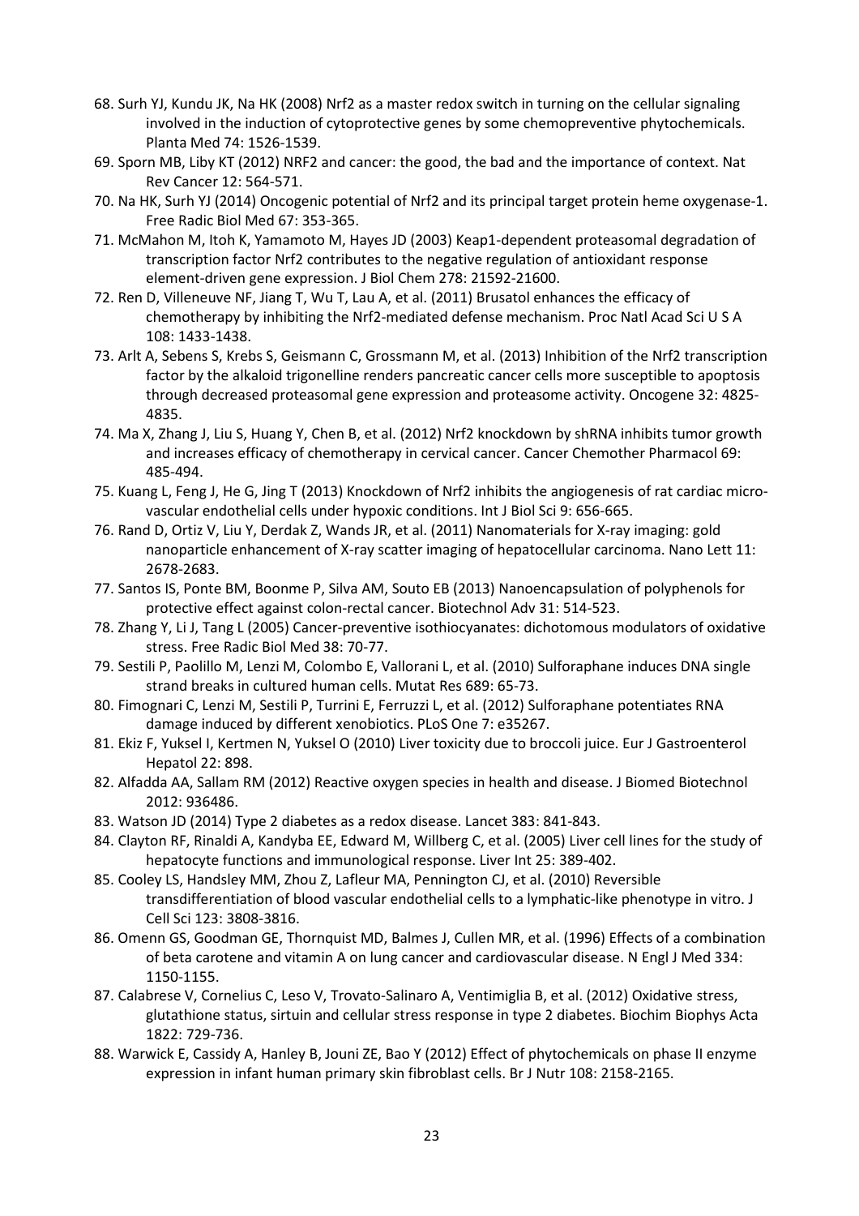68. Surh YJ, Kundu JK, Na HK (2008) Nrf2 as a master redox switch in turning on the cellular signaling involved in the induction of cytoprotective genes by some chemopreventive phytochemicals. Planta Med 74: 1526-1539.
69. Sporn MB, Liby KT (2012) NRF2 and cancer: the good, the bad and the importance of context. Nat Rev Cancer 12: 564-571.
70. Na HK, Surh YJ (2014) Oncogenic potential of Nrf2 and its principal target protein heme oxygenase-1. Free Radic Biol Med 67: 353-365.
71. McMahon M, Itoh K, Yamamoto M, Hayes JD (2003) Keap1-dependent proteasomal degradation of transcription factor Nrf2 contributes to the negative regulation of antioxidant response element-driven gene expression. J Biol Chem 278: 21592-21600.
72. Ren D, Villeneuve NF, Jiang T, Wu T, Lau A, et al. (2011) Brusatol enhances the efficacy of chemotherapy by inhibiting the Nrf2-mediated defense mechanism. Proc Natl Acad Sci U S A 108: 1433-1438.
73. Arlt A, Sebens S, Krebs S, Geismann C, Grossmann M, et al. (2013) Inhibition of the Nrf2 transcription factor by the alkaloid trigonelline renders pancreatic cancer cells more susceptible to apoptosis through decreased proteasomal gene expression and proteasome activity. Oncogene 32: 4825-4835.
74. Ma X, Zhang J, Liu S, Huang Y, Chen B, et al. (2012) Nrf2 knockdown by shRNA inhibits tumor growth and increases efficacy of chemotherapy in cervical cancer. Cancer Chemother Pharmacol 69: 485-494.
75. Kuang L, Feng J, He G, Jing T (2013) Knockdown of Nrf2 inhibits the angiogenesis of rat cardiac micro-vascular endothelial cells under hypoxic conditions. Int J Biol Sci 9: 656-665.
76. Rand D, Ortiz V, Liu Y, Derdak Z, Wands JR, et al. (2011) Nanomaterials for X-ray imaging: gold nanoparticle enhancement of X-ray scatter imaging of hepatocellular carcinoma. Nano Lett 11: 2678-2683.
77. Santos IS, Ponte BM, Boonme P, Silva AM, Souto EB (2013) Nanoencapsulation of polyphenols for protective effect against colon-rectal cancer. Biotechnol Adv 31: 514-523.
78. Zhang Y, Li J, Tang L (2005) Cancer-preventive isothiocyanates: dichotomous modulators of oxidative stress. Free Radic Biol Med 38: 70-77.
79. Sestili P, Paolillo M, Lenzi M, Colombo E, Vallorani L, et al. (2010) Sulforaphane induces DNA single strand breaks in cultured human cells. Mutat Res 689: 65-73.
80. Fimognari C, Lenzi M, Sestili P, Turrini E, Ferruzzi L, et al. (2012) Sulforaphane potentiates RNA damage induced by different xenobiotics. PLoS One 7: e35267.
81. Ekiz F, Yuksel I, Kertmen N, Yuksel O (2010) Liver toxicity due to broccoli juice. Eur J Gastroenterol Hepatol 22: 898.
82. Alfadda AA, Sallam RM (2012) Reactive oxygen species in health and disease. J Biomed Biotechnol 2012: 936486.
83. Watson JD (2014) Type 2 diabetes as a redox disease. Lancet 383: 841-843.
84. Clayton RF, Rinaldi A, Kandyba EE, Edward M, Willberg C, et al. (2005) Liver cell lines for the study of hepatocyte functions and immunological response. Liver Int 25: 389-402.
85. Cooley LS, Handsley MM, Zhou Z, Lafleur MA, Pennington CJ, et al. (2010) Reversible transdifferentiation of blood vascular endothelial cells to a lymphatic-like phenotype in vitro. J Cell Sci 123: 3808-3816.
86. Omenn GS, Goodman GE, Thornquist MD, Balmes J, Cullen MR, et al. (1996) Effects of a combination of beta carotene and vitamin A on lung cancer and cardiovascular disease. N Engl J Med 334: 1150-1155.
87. Calabrese V, Cornelius C, Leso V, Trovato-Salinaro A, Ventimiglia B, et al. (2012) Oxidative stress, glutathione status, sirtuin and cellular stress response in type 2 diabetes. Biochim Biophys Acta 1822: 729-736.
88. Warwick E, Cassidy A, Hanley B, Jouni ZE, Bao Y (2012) Effect of phytochemicals on phase II enzyme expression in infant human primary skin fibroblast cells. Br J Nutr 108: 2158-2165.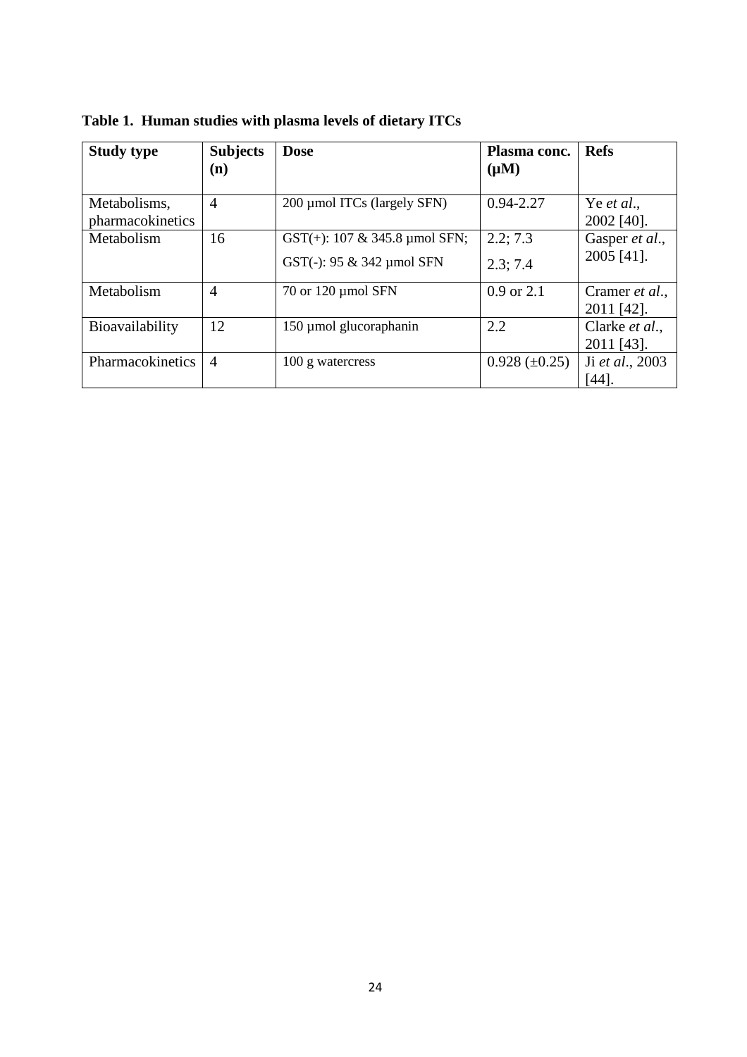**Table 1. Human studies with plasma levels of dietary ITCs**

| Study type | Subjects (n) | Dose | Plasma conc. (µM) | Refs |
|---|---|---|---|---|
| Metabolisms, pharmacokinetics | 4 | 200 µmol ITCs (largely SFN) | 0.94-2.27 | Ye *et al*., 2002 [40]. |
| Metabolism | 16 | GST(+): 107 & 345.8 µmol SFN; GST(-): 95 & 342 µmol SFN | 2.2; 7.3 2.3; 7.4 | Gasper *et al*., 2005 [41]. |
| Metabolism | 4 | 70 or 120 µmol SFN | 0.9 or 2.1 | Cramer *et al*., 2011 [42]. |
| Bioavailability | 12 | 150 µmol glucoraphanin | 2.2 | Clarke *et al*., 2011 [43]. |
| Pharmacokinetics | 4 | 100 g watercress | 0.928 (±0.25) | Ji *et al*., 2003 [44]. |